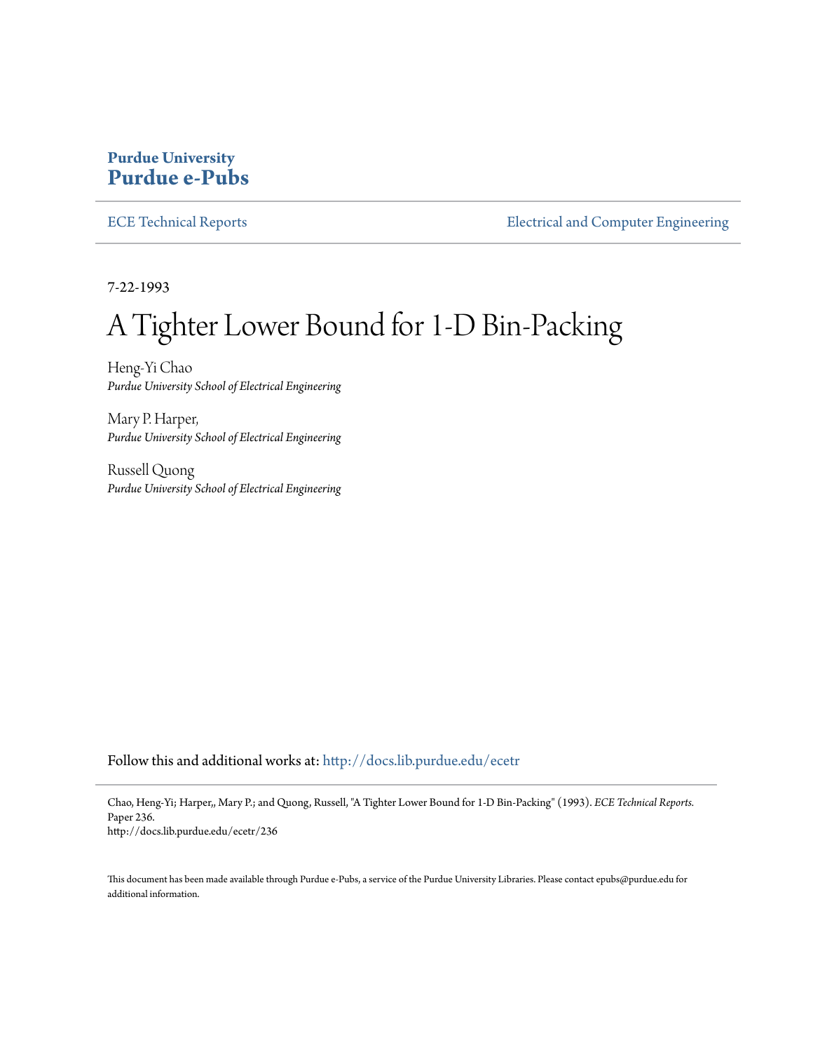**Purdue University**
**Purdue e-Pubs**

ECE Technical Reports | Electrical and Computer Engineering

7-22-1993

# A Tighter Lower Bound for 1-D Bin-Packing

Heng-Yi Chao
*Purdue University School of Electrical Engineering*

Mary P. Harper,
*Purdue University School of Electrical Engineering*

Russell Quong
*Purdue University School of Electrical Engineering*

Follow this and additional works at: http://docs.lib.purdue.edu/ecetr

Chao, Heng-Yi; Harper,, Mary P.; and Quong, Russell, "A Tighter Lower Bound for 1-D Bin-Packing" (1993). *ECE Technical Reports.* Paper 236.
http://docs.lib.purdue.edu/ecetr/236

This document has been made available through Purdue e-Pubs, a service of the Purdue University Libraries. Please contact epubs@purdue.edu for additional information.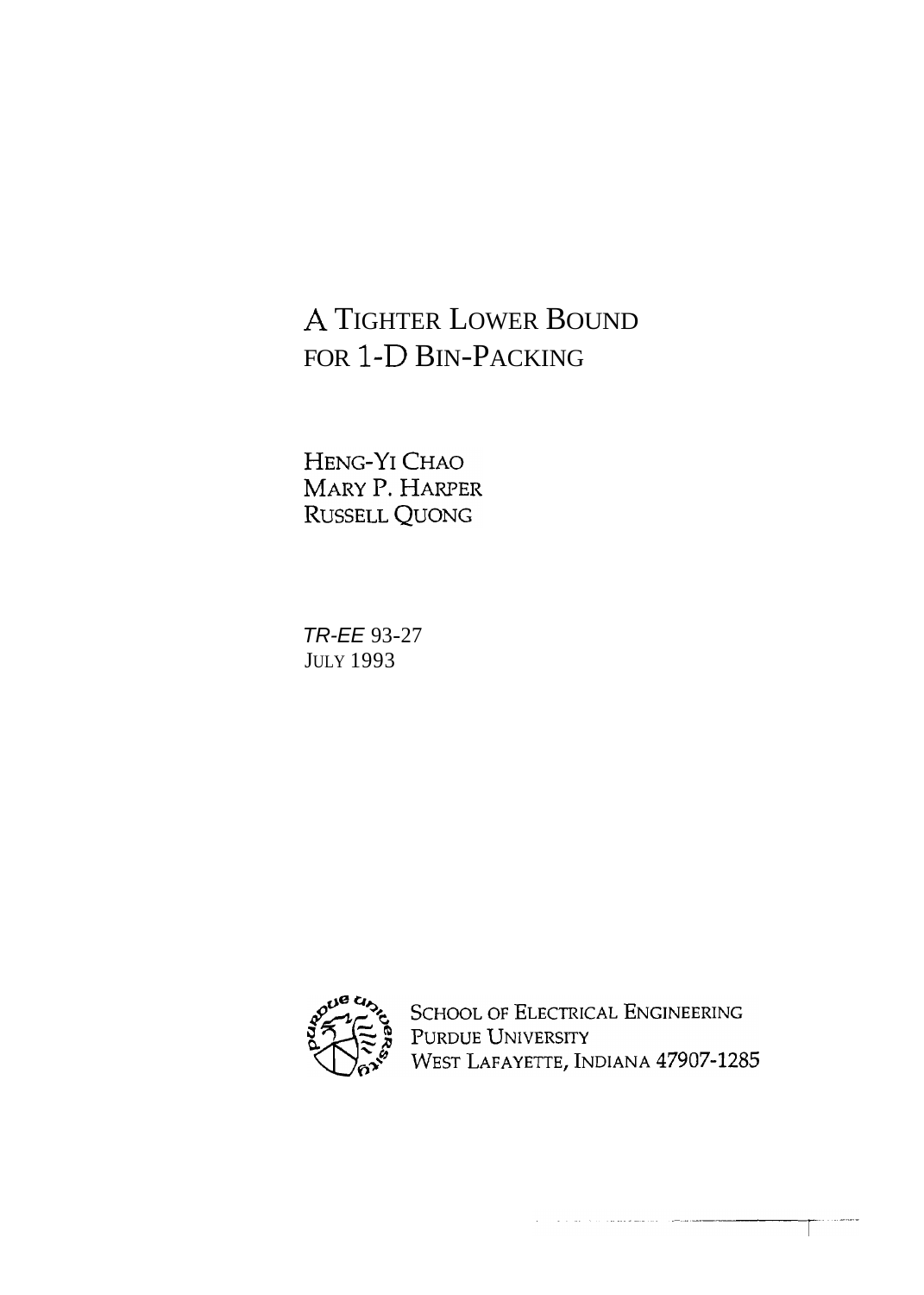# A Tighter Lower Bound for 1-D Bin-Packing

Heng-Yi Chao
Mary P. Harper
Russell Quong

*TR-EE* 93-27
July 1993

School of Electrical Engineering
Purdue University
West Lafayette, Indiana 47907-1285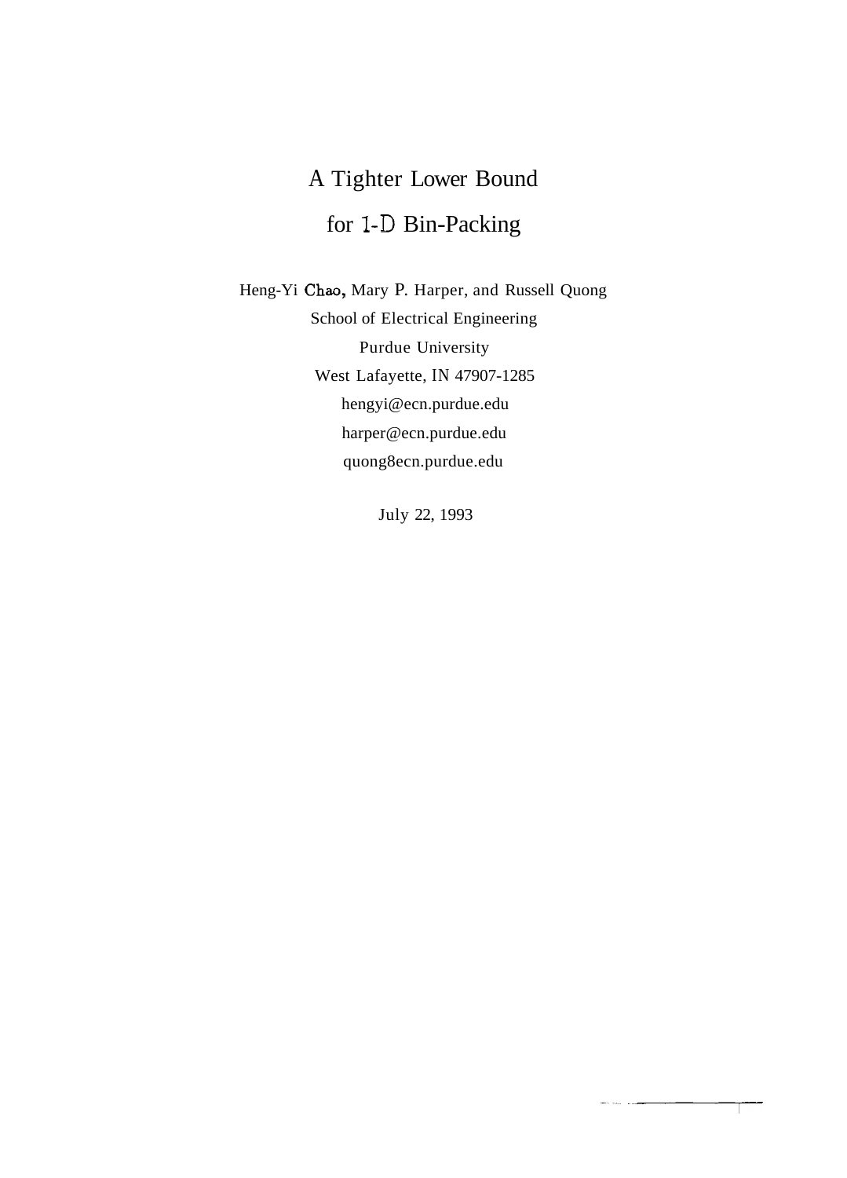# A Tighter Lower Bound for 1-D Bin-Packing

Heng-Yi Chao, Mary P. Harper, and Russell Quong

School of Electrical Engineering

Purdue University

West Lafayette, IN 47907-1285

hengyi@ecn.purdue.edu

harper@ecn.purdue.edu

quong8ecn.purdue.edu

July 22, 1993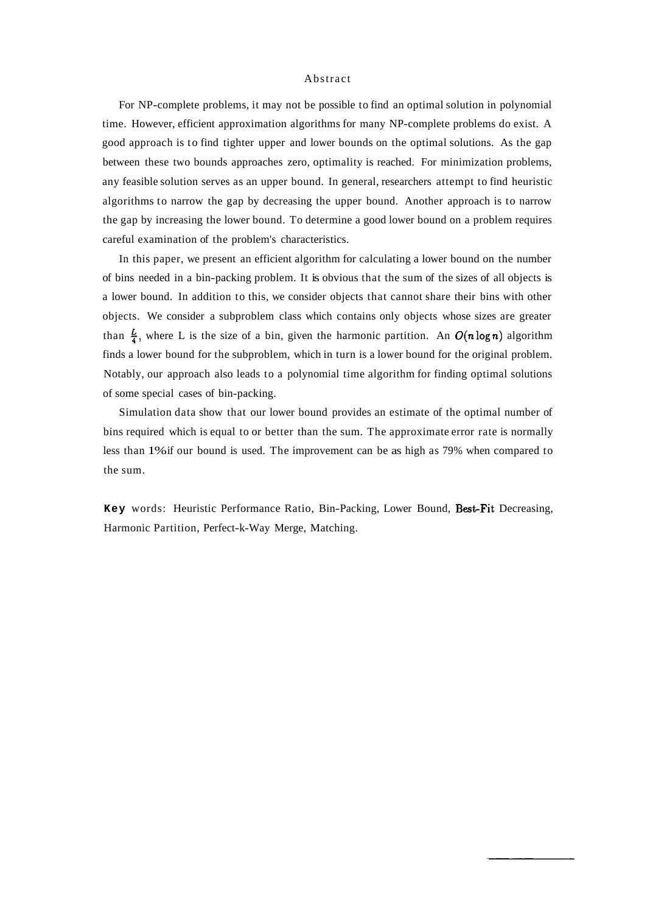## Abstract

For NP-complete problems, it may not be possible to find an optimal solution in polynomial time. However, efficient approximation algorithms for many NP-complete problems do exist. A good approach is to find tighter upper and lower bounds on the optimal solutions. As the gap between these two bounds approaches zero, optimality is reached. For minimization problems, any feasible solution serves as an upper bound. In general, researchers attempt to find heuristic algorithms to narrow the gap by decreasing the upper bound. Another approach is to narrow the gap by increasing the lower bound. To determine a good lower bound on a problem requires careful examination of the problem's characteristics.

In this paper, we present an efficient algorithm for calculating a lower bound on the number of bins needed in a bin-packing problem. It is obvious that the sum of the sizes of all objects is a lower bound. In addition to this, we consider objects that cannot share their bins with other objects. We consider a subproblem class which contains only objects whose sizes are greater than $\frac{L}{4}$, where L is the size of a bin, given the harmonic partition. An $O(n \log n)$ algorithm finds a lower bound for the subproblem, which in turn is a lower bound for the original problem. Notably, our approach also leads to a polynomial time algorithm for finding optimal solutions of some special cases of bin-packing.

Simulation data show that our lower bound provides an estimate of the optimal number of bins required which is equal to or better than the sum. The approximate error rate is normally less than 1% if our bound is used. The improvement can be as high as 79% when compared to the sum.

**Key** words: Heuristic Performance Ratio, Bin-Packing, Lower Bound, Best-Fit Decreasing, Harmonic Partition, Perfect-k-Way Merge, Matching.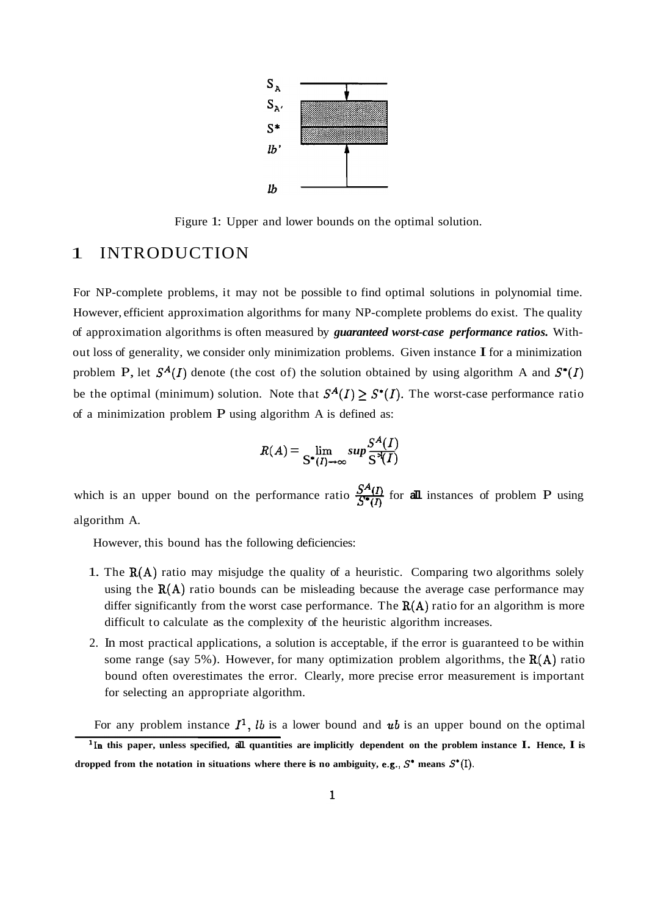Figure 1: Upper and lower bounds on the optimal solution.

# 1 INTRODUCTION

For NP-complete problems, it may not be possible to find optimal solutions in polynomial time. However, efficient approximation algorithms for many NP-complete problems do exist. The quality of approximation algorithms is often measured by ***guaranteed worst-case performance ratios.*** Without loss of generality, we consider only minimization problems. Given instance **I** for a minimization problem **P**, let $S^A(I)$ denote (the cost of) the solution obtained by using algorithm A and $S^*(I)$ be the optimal (minimum) solution. Note that $S^A(I) \geq S^*(I)$. The worst-case performance ratio of a minimization problem **P** using algorithm A is defined as:

$$R(A) = \lim_{S^*(I) \to \infty} sup \frac{S^A(I)}{S^*(I)}$$

which is an upper bound on the performance ratio $\frac{S^A(I)}{S^*(I)}$ for **all** instances of problem **P** using algorithm A.

However, this bound has the following deficiencies:

1. The $R(A)$ ratio may misjudge the quality of a heuristic. Comparing two algorithms solely using the $R(A)$ ratio bounds can be misleading because the average case performance may differ significantly from the worst case performance. The $R(A)$ ratio for an algorithm is more difficult to calculate as the complexity of the heuristic algorithm increases.
2. In most practical applications, a solution is acceptable, if the error is guaranteed to be within some range (say 5%). However, for many optimization problem algorithms, the $R(A)$ ratio bound often overestimates the error. Clearly, more precise error measurement is important for selecting an appropriate algorithm.

For any problem instance $I$[1], $lb$ is a lower bound and $ub$ is an upper bound on the optimal

**[1] In this paper, unless specified, all quantities are implicitly dependent on the problem instance I. Hence, I is dropped from the notation in situations where there is no ambiguity, e.g., $S^*$ means $S^*(I)$.**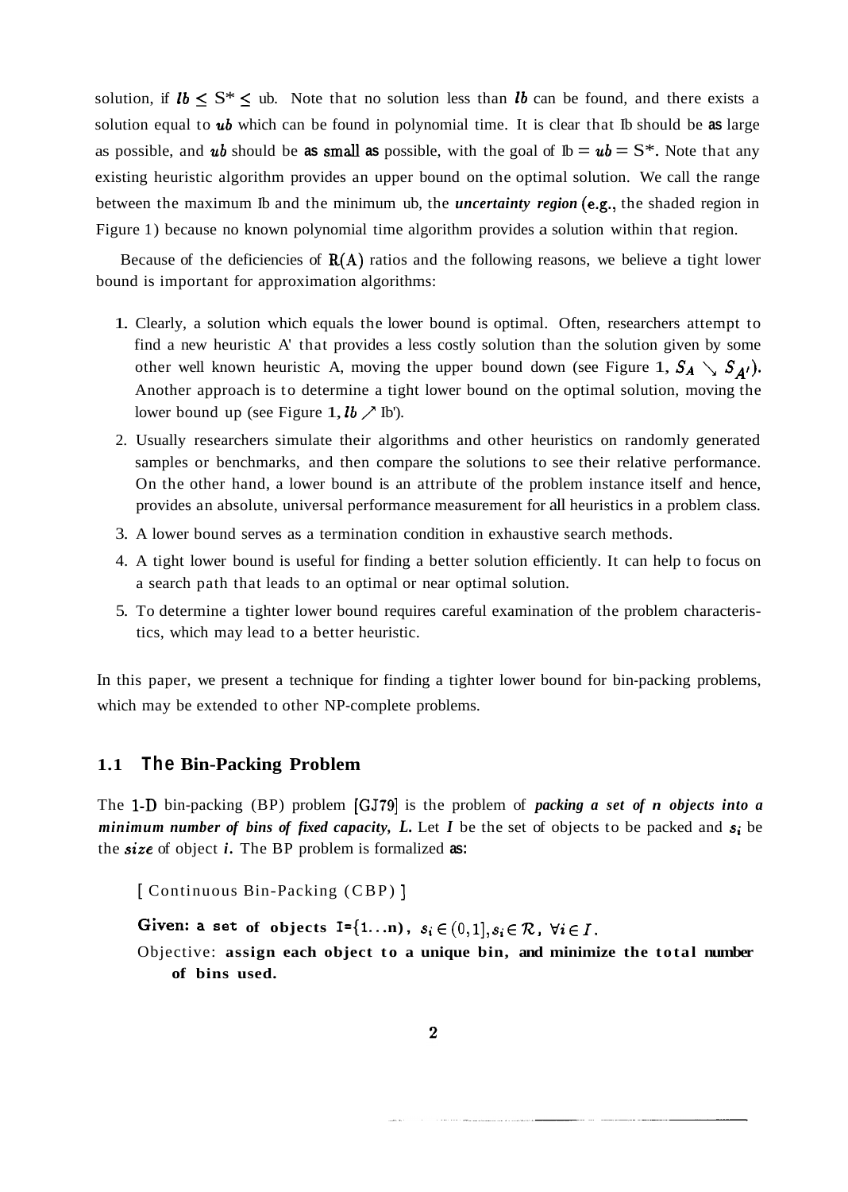solution, if $lb \leq S^* \leq ub$. Note that no solution less than $lb$ can be found, and there exists a solution equal to $ub$ which can be found in polynomial time. It is clear that lb should be as large as possible, and $ub$ should be as small as possible, with the goal of $lb = ub = S^*$. Note that any existing heuristic algorithm provides an upper bound on the optimal solution. We call the range between the maximum lb and the minimum ub, the ***uncertainty region*** (e.g., the shaded region in Figure 1) because no known polynomial time algorithm provides a solution within that region.

Because of the deficiencies of $R(A)$ ratios and the following reasons, we believe a tight lower bound is important for approximation algorithms:

1. Clearly, a solution which equals the lower bound is optimal. Often, researchers attempt to find a new heuristic A' that provides a less costly solution than the solution given by some other well known heuristic A, moving the upper bound down (see Figure 1, $S_A \searrow S_{A'}$). Another approach is to determine a tight lower bound on the optimal solution, moving the lower bound up (see Figure 1, $lb \nearrow lb'$).
2. Usually researchers simulate their algorithms and other heuristics on randomly generated samples or benchmarks, and then compare the solutions to see their relative performance. On the other hand, a lower bound is an attribute of the problem instance itself and hence, provides an absolute, universal performance measurement for all heuristics in a problem class.
3. A lower bound serves as a termination condition in exhaustive search methods.
4. A tight lower bound is useful for finding a better solution efficiently. It can help to focus on a search path that leads to an optimal or near optimal solution.
5. To determine a tighter lower bound requires careful examination of the problem characteristics, which may lead to a better heuristic.

In this paper, we present a technique for finding a tighter lower bound for bin-packing problems, which may be extended to other NP-complete problems.

### 1.1 The Bin-Packing Problem

The 1-D bin-packing (BP) problem [GJ79] is the problem of ***packing a set of n objects into a minimum number of bins of fixed capacity, L.*** Let $I$ be the set of objects to be packed and $s_i$ be the *size* of object $i$. The BP problem is formalized as:

[ Continuous Bin-Packing (CBP) ]

**Given: a set of objects I={1...n),** $s_i \in (0,1], s_i \in \mathcal{R}, \forall i \in I$.

Objective: **assign each object to a unique bin, and minimize the total number of bins used.**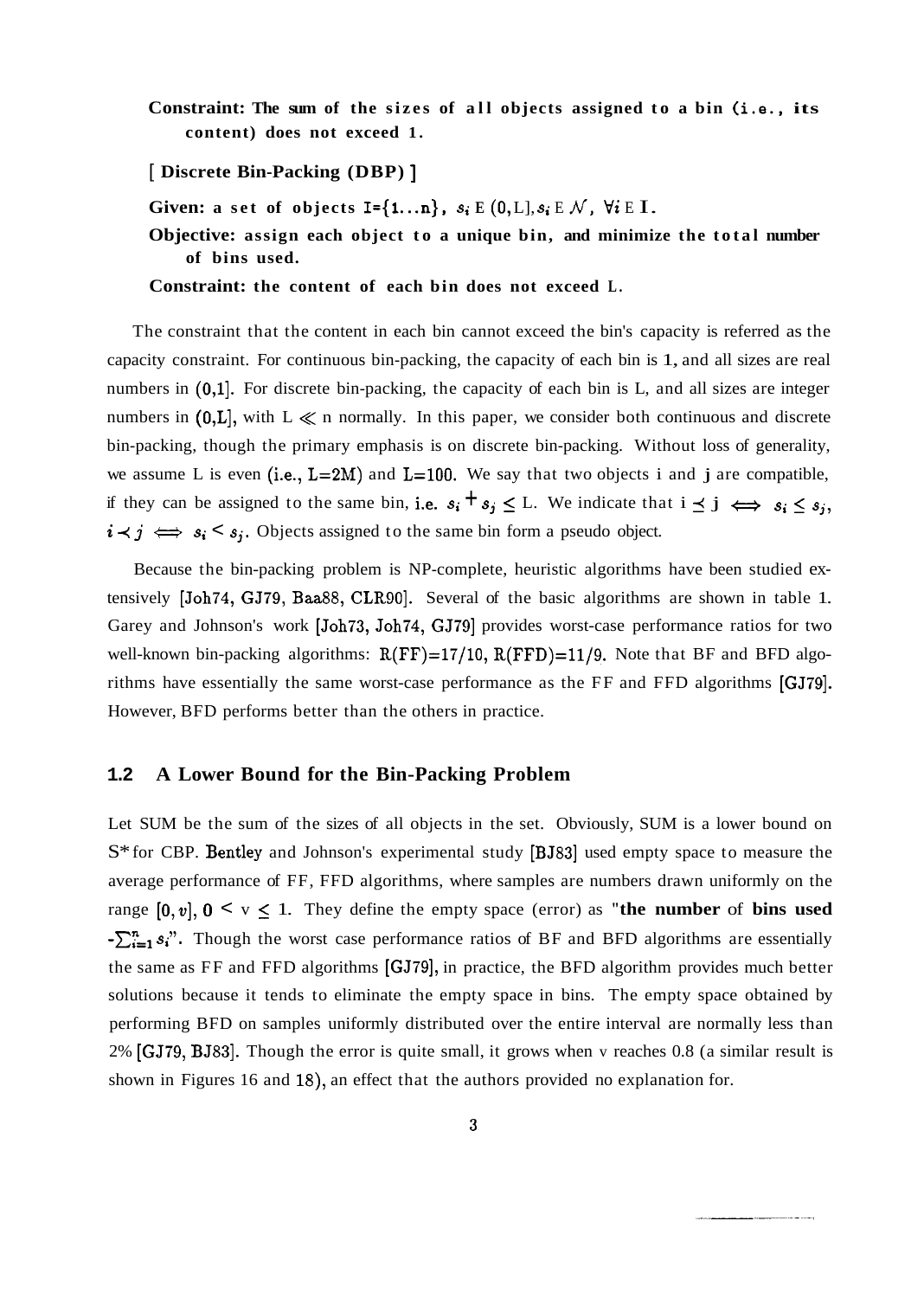**Constraint: The sum of the sizes of all objects assigned to a bin (i.e., its content) does not exceed 1.**

[ **Discrete Bin-Packing (DBP)** ]

**Given:** a set of objects $I=\{1...n\}$, $s_i \in (0,L], s_i \in \mathcal{N}$, $\forall i \in I$.

**Objective:** assign each object to a unique bin, and minimize the total number of bins used.

**Constraint:** the content of each bin does not exceed L.

The constraint that the content in each bin cannot exceed the bin's capacity is referred as the capacity constraint. For continuous bin-packing, the capacity of each bin is 1, and all sizes are real numbers in $(0,1]$. For discrete bin-packing, the capacity of each bin is L, and all sizes are integer numbers in $(0,L]$, with $L \ll n$ normally. In this paper, we consider both continuous and discrete bin-packing, though the primary emphasis is on discrete bin-packing. Without loss of generality, we assume L is even (i.e., $L=2M$) and $L=100$. We say that two objects i and j are compatible, if they can be assigned to the same bin, i.e. $s_i + s_j \leq L$. We indicate that $i \preceq j \iff s_i \leq s_j$, $i \prec j \iff s_i < s_j$. Objects assigned to the same bin form a pseudo object.

Because the bin-packing problem is NP-complete, heuristic algorithms have been studied extensively [Joh74, GJ79, Baa88, CLR90]. Several of the basic algorithms are shown in table 1. Garey and Johnson's work [Joh73, Joh74, GJ79] provides worst-case performance ratios for two well-known bin-packing algorithms: $R(FF)=17/10$, $R(FFD)=11/9$. Note that BF and BFD algorithms have essentially the same worst-case performance as the FF and FFD algorithms [GJ79]. However, BFD performs better than the others in practice.

## 1.2 A Lower Bound for the Bin-Packing Problem

Let SUM be the sum of the sizes of all objects in the set. Obviously, SUM is a lower bound on $S^*$ for CBP. Bentley and Johnson's experimental study [BJ83] used empty space to measure the average performance of FF, FFD algorithms, where samples are numbers drawn uniformly on the range $[0, v]$, $0 < v \leq 1$. They define the empty space (error) as "**the number** of **bins used** $-\sum_{i=1}^{n} s_i$". Though the worst case performance ratios of BF and BFD algorithms are essentially the same as FF and FFD algorithms [GJ79], in practice, the BFD algorithm provides much better solutions because it tends to eliminate the empty space in bins. The empty space obtained by performing BFD on samples uniformly distributed over the entire interval are normally less than 2% [GJ79, BJ83]. Though the error is quite small, it grows when v reaches 0.8 (a similar result is shown in Figures 16 and 18), an effect that the authors provided no explanation for.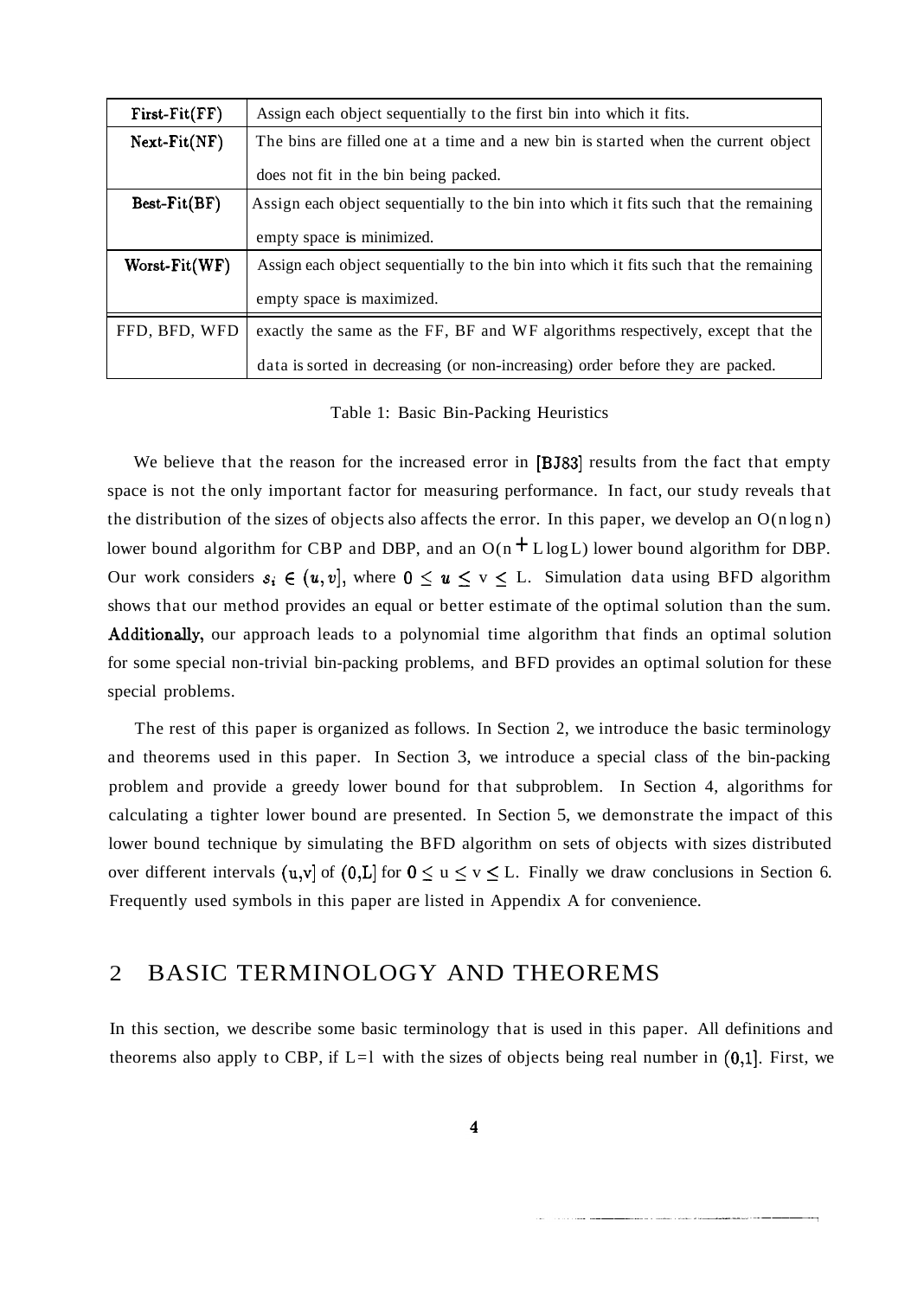| | |
|---|---|
| First-Fit(FF) | Assign each object sequentially to the first bin into which it fits. |
| Next-Fit(NF) | The bins are filled one at a time and a new bin is started when the current object does not fit in the bin being packed. |
| Best-Fit(BF) | Assign each object sequentially to the bin into which it fits such that the remaining empty space is minimized. |
| Worst-Fit(WF) | Assign each object sequentially to the bin into which it fits such that the remaining empty space is maximized. |
| FFD, BFD, WFD | exactly the same as the FF, BF and WF algorithms respectively, except that the data is sorted in decreasing (or non-increasing) order before they are packed. |

Table 1: Basic Bin-Packing Heuristics

We believe that the reason for the increased error in [BJ83] results from the fact that empty space is not the only important factor for measuring performance. In fact, our study reveals that the distribution of the sizes of objects also affects the error. In this paper, we develop an $O(n \log n)$ lower bound algorithm for CBP and DBP, and an $O(n + L \log L)$ lower bound algorithm for DBP. Our work considers $s_i \in (u, v]$, where $0 \leq u \leq v \leq L$. Simulation data using BFD algorithm shows that our method provides an equal or better estimate of the optimal solution than the sum. Additionally, our approach leads to a polynomial time algorithm that finds an optimal solution for some special non-trivial bin-packing problems, and BFD provides an optimal solution for these special problems.

The rest of this paper is organized as follows. In Section 2, we introduce the basic terminology and theorems used in this paper. In Section 3, we introduce a special class of the bin-packing problem and provide a greedy lower bound for that subproblem. In Section 4, algorithms for calculating a tighter lower bound are presented. In Section 5, we demonstrate the impact of this lower bound technique by simulating the BFD algorithm on sets of objects with sizes distributed over different intervals $(u,v]$ of $(0,L]$ for $0 \leq u \leq v \leq L$. Finally we draw conclusions in Section 6. Frequently used symbols in this paper are listed in Appendix A for convenience.

## 2 BASIC TERMINOLOGY AND THEOREMS

In this section, we describe some basic terminology that is used in this paper. All definitions and theorems also apply to CBP, if L=1 with the sizes of objects being real number in $(0,1]$. First, we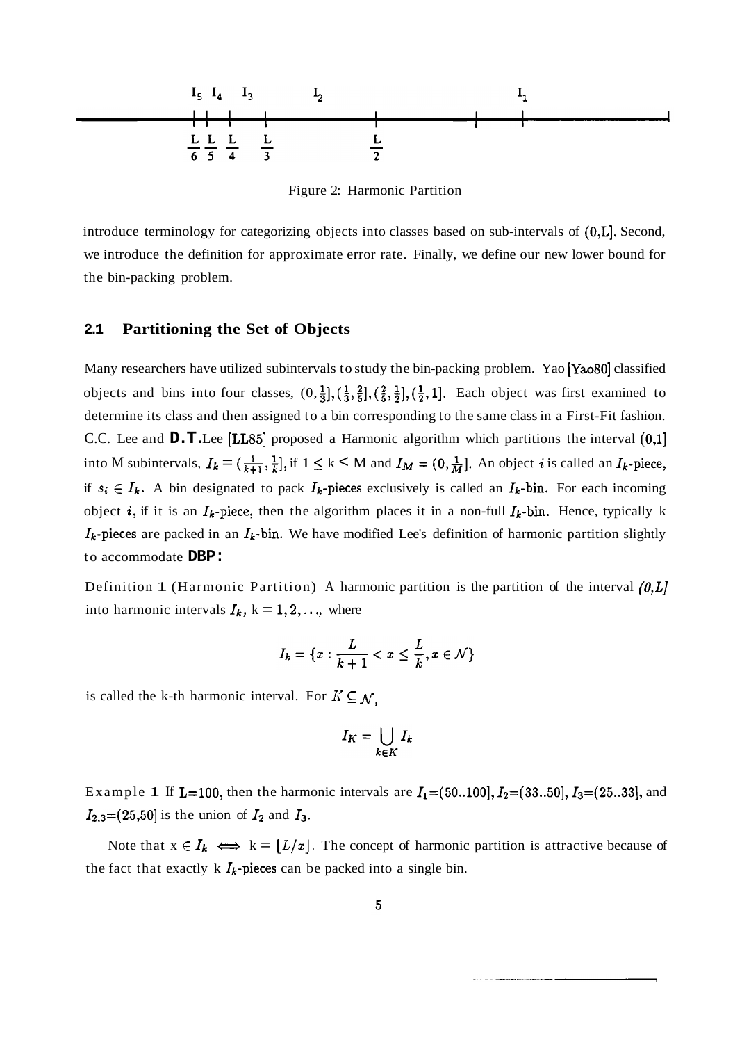Figure 2: Harmonic Partition

introduce terminology for categorizing objects into classes based on sub-intervals of (0,L]. Second, we introduce the definition for approximate error rate. Finally, we define our new lower bound for the bin-packing problem.

### 2.1 Partitioning the Set of Objects

Many researchers have utilized subintervals to study the bin-packing problem. Yao [Yao80] classified objects and bins into four classes, $(0, \frac{1}{3}], (\frac{1}{3}, \frac{2}{5}], (\frac{2}{5}, \frac{1}{2}], (\frac{1}{2}, 1]$. Each object was first examined to determine its class and then assigned to a bin corresponding to the same class in a First-Fit fashion. C.C. Lee and **D.T.**Lee [LL85] proposed a Harmonic algorithm which partitions the interval (0,1] into M subintervals, $I_k = (\frac{1}{k+1}, \frac{1}{k}]$, if $1 \leq k < M$ and $I_M = (0, \frac{1}{M}]$. An object $i$ is called an $I_k$-piece, if $s_i \in I_k$. A bin designated to pack $I_k$-pieces exclusively is called an $I_k$-bin. For each incoming object $i$, if it is an $I_k$-piece, then the algorithm places it in a non-full $I_k$-bin. Hence, typically k $I_k$-pieces are packed in an $I_k$-bin. We have modified Lee's definition of harmonic partition slightly to accommodate **DBP**:

Definition 1 (Harmonic Partition) A harmonic partition is the partition of the interval *(0,L]* into harmonic intervals $I_k$, k = $1, 2, \ldots,$ where

$$I_k = \{x : \frac{L}{k+1} < x \leq \frac{L}{k}, x \in \mathcal{N}\}$$

is called the k-th harmonic interval. For $K \subseteq \mathcal{N}$,

$$I_K = \bigcup_{k \in K} I_k$$

Example 1 If L=100, then the harmonic intervals are $I_1$=(50..100], $I_2$=(33..50], $I_3$=(25..33], and $I_{2,3}$=(25,50] is the union of $I_2$ and $I_3$.

Note that $x \in I_k \iff k = \lfloor L/x \rfloor$. The concept of harmonic partition is attractive because of the fact that exactly k $I_k$-pieces can be packed into a single bin.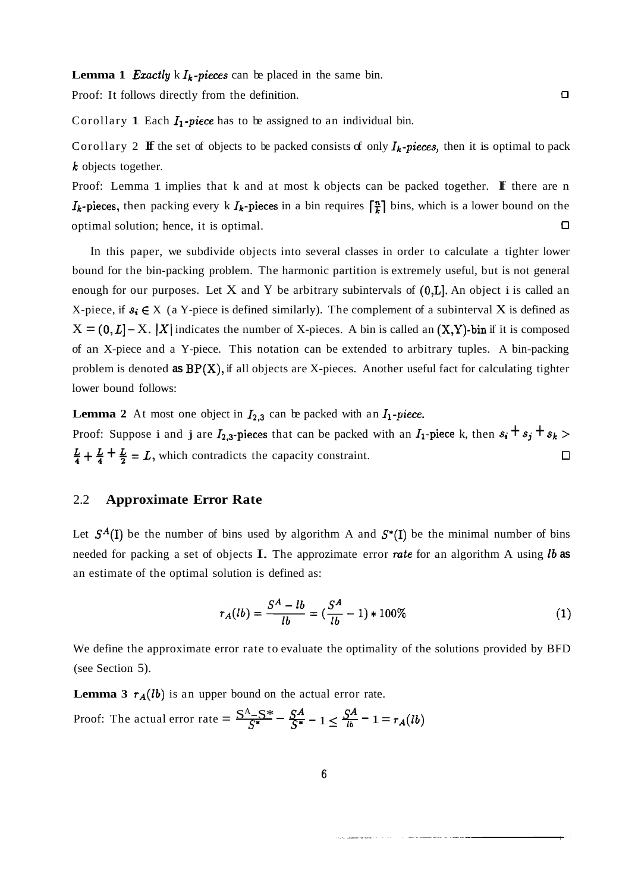**Lemma 1** *Exactly* k $I_k$*-pieces* can be placed in the same bin.

Proof: It follows directly from the definition. □

Corollary 1 Each $I_1$*-piece* has to be assigned to an individual bin.

Corollary 2 If the set of objects to be packed consists of only $I_k$*-pieces,* then it is optimal to pack $k$ objects together.

Proof: Lemma 1 implies that k and at most k objects can be packed together. If there are n $I_k$-pieces, then packing every k $I_k$-pieces in a bin requires $\lceil \frac{n}{k} \rceil$ bins, which is a lower bound on the optimal solution; hence, it is optimal. □

In this paper, we subdivide objects into several classes in order to calculate a tighter lower bound for the bin-packing problem. The harmonic partition is extremely useful, but is not general enough for our purposes. Let X and Y be arbitrary subintervals of $(0,L]$. An object i is called an X-piece, if $s_i \in X$ (a Y-piece is defined similarly). The complement of a subinterval X is defined as $\bar{X} = (0, L] - X$. $|X|$ indicates the number of X-pieces. A bin is called an (X,Y)-bin if it is composed of an X-piece and a Y-piece. This notation can be extended to arbitrary tuples. A bin-packing problem is denoted as BP(X), if all objects are X-pieces. Another useful fact for calculating tighter lower bound follows:

**Lemma 2** At most one object in $I_{2,3}$ can be packed with an $I_1$*-piece.*

Proof: Suppose i and j are $I_{2,3}$-pieces that can be packed with an $I_1$-piece k, then $s_i + s_j + s_k > \frac{L}{4} + \frac{L}{4} + \frac{L}{2} = L$, which contradicts the capacity constraint. □

## 2.2 Approximate Error Rate

Let $S^A(I)$ be the number of bins used by algorithm A and $S^*(I)$ be the minimal number of bins needed for packing a set of objects I. The approzimate error *rate* for an algorithm A using *lb* as an estimate of the optimal solution is defined as:

$$r_A(lb) = \frac{S^A - lb}{lb} = (\frac{S^A}{lb} - 1) * 100\% \tag{1}$$

We define the approximate error rate to evaluate the optimality of the solutions provided by BFD (see Section 5).

**Lemma 3** $r_A(lb)$ is an upper bound on the actual error rate.

Proof: The actual error rate $= \frac{S^A - S^*}{S^*} = \frac{S^A}{S^*} - 1 \leq \frac{S^A}{lb} - 1 = r_A(lb)$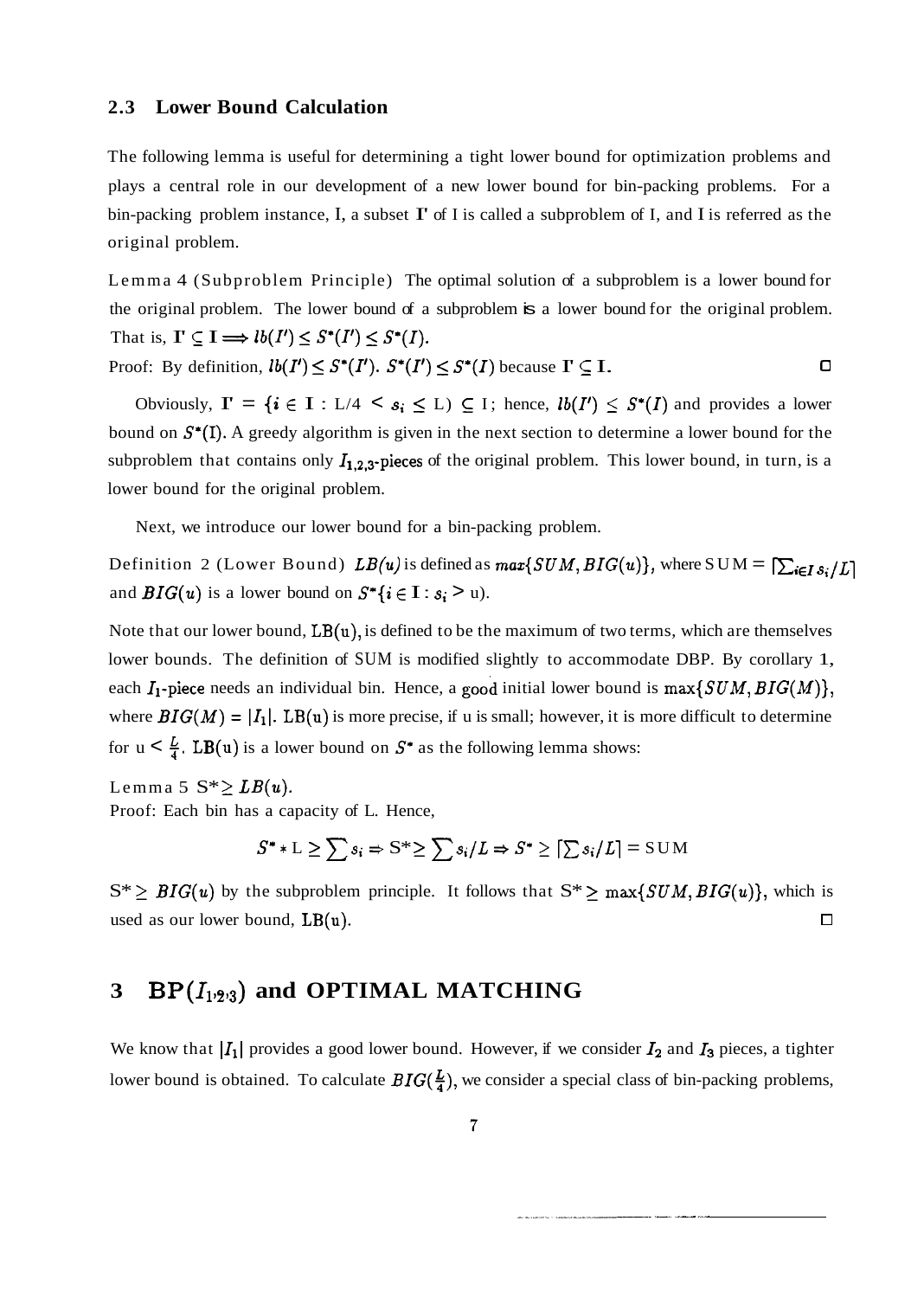### 2.3 Lower Bound Calculation

The following lemma is useful for determining a tight lower bound for optimization problems and plays a central role in our development of a new lower bound for bin-packing problems. For a bin-packing problem instance, I, a subset I' of I is called a subproblem of I, and I is referred as the original problem.

Lemma 4 (Subproblem Principle) The optimal solution of a subproblem is a lower bound for the original problem. The lower bound of a subproblem is a lower bound for the original problem. That is, $\mathbf{I'} \subseteq \mathbf{I} \Longrightarrow lb(I') \leq S^*(I') \leq S^*(I)$.

Proof: By definition, $lb(I') \leq S^*(I')$. $S^*(I') \leq S^*(I)$ because $\mathbf{I'} \subseteq \mathbf{I}$. □

Obviously, $\mathbf{I'} = \{i \in \mathbf{I} : L/4 < s_i \leq L\} \subseteq \mathbf{I}$; hence, $lb(I') \leq S^*(I)$ and provides a lower bound on $S^*(\mathrm{I})$. A greedy algorithm is given in the next section to determine a lower bound for the subproblem that contains only $I_{1,2,3}$-pieces of the original problem. This lower bound, in turn, is a lower bound for the original problem.

Next, we introduce our lower bound for a bin-packing problem.

Definition 2 (Lower Bound) $LB(u)$ is defined as $max\{SUM, BIG(u)\}$, where $SUM = \lceil \sum_{i \in I} s_i / L \rceil$ and $BIG(u)$ is a lower bound on $S^*\{i \in \mathbf{I} : s_i > u\}$.

Note that our lower bound, $LB(u)$, is defined to be the maximum of two terms, which are themselves lower bounds. The definition of SUM is modified slightly to accommodate DBP. By corollary 1, each $I_1$-piece needs an individual bin. Hence, a good initial lower bound is $\max\{SUM, BIG(M)\}$, where $BIG(M) = |I_1|$. $LB(u)$ is more precise, if u is small; however, it is more difficult to determine for $u < \frac{L}{4}$. $LB(u)$ is a lower bound on $S^*$ as the following lemma shows:

Lemma 5 $S^* \geq LB(u)$.

Proof: Each bin has a capacity of L. Hence,

$$S^* * L \geq \sum s_i \Rightarrow S^* \geq \sum s_i / L \Rightarrow S^* \geq \lceil \sum s_i / L \rceil = SUM$$

$S^* \geq BIG(u)$ by the subproblem principle. It follows that $S^* \geq \max\{SUM, BIG(u)\}$, which is used as our lower bound, $LB(u)$. □

## 3 $BP(I_{1,2,3})$ and OPTIMAL MATCHING

We know that $|I_1|$ provides a good lower bound. However, if we consider $I_2$ and $I_3$ pieces, a tighter lower bound is obtained. To calculate $BIG(\frac{L}{4})$, we consider a special class of bin-packing problems,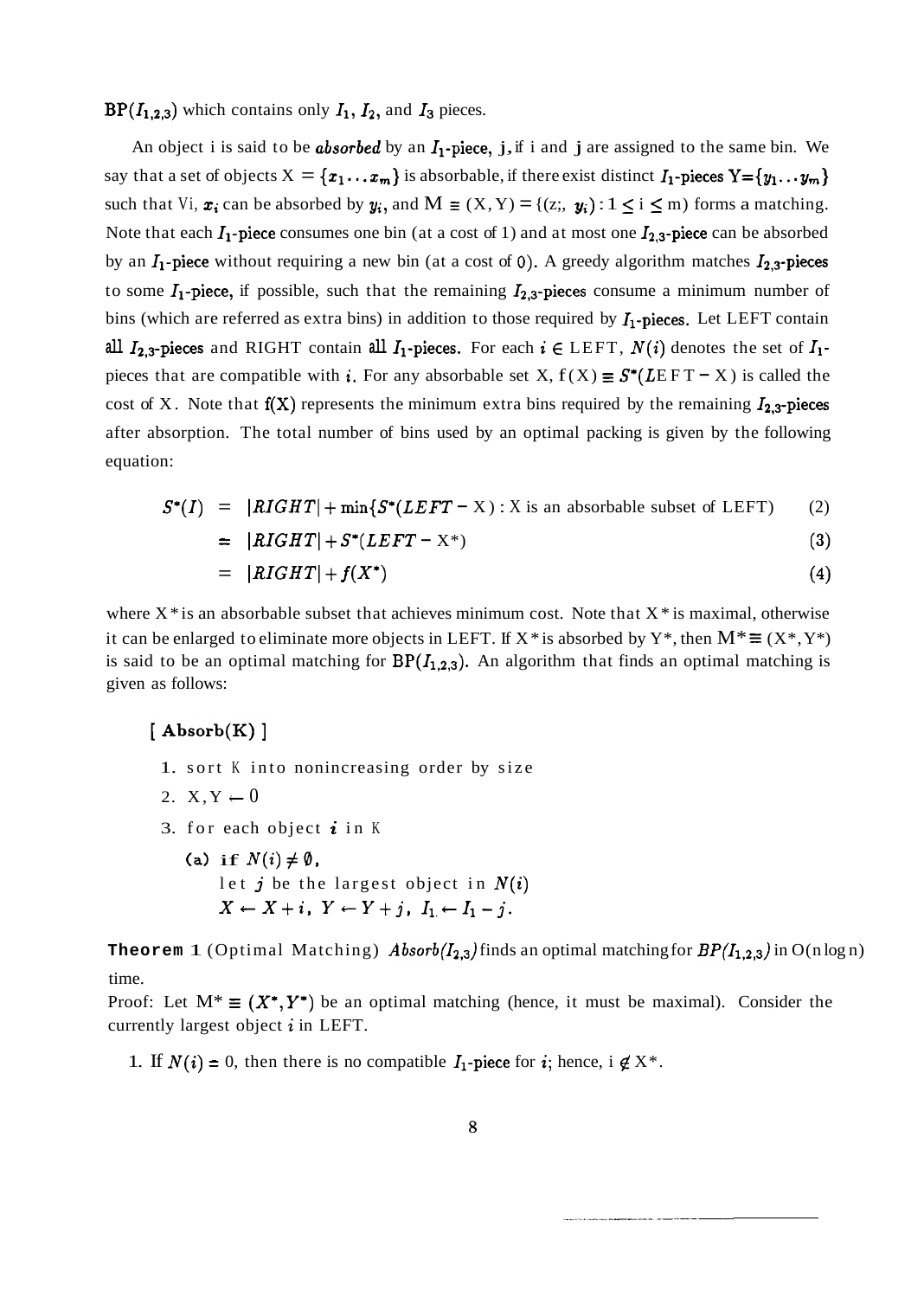$BP(I_{1,2,3})$ which contains only $I_1$, $I_2$, and $I_3$ pieces.

An object i is said to be ***absorbed*** by an $I_1$-piece, j, if i and j are assigned to the same bin. We say that a set of objects $X = \{x_1 \ldots x_m\}$ is absorbable, if there exist distinct $I_1$-pieces $Y=\{y_1 \ldots y_m\}$ such that $\forall i$, $x_i$ can be absorbed by $y_i$, and $M \equiv (X, Y) = \{(x_i, y_i) : 1 \leq i \leq m\}$ forms a matching. Note that each $I_1$-piece consumes one bin (at a cost of 1) and at most one $I_{2,3}$-piece can be absorbed by an $I_1$-piece without requiring a new bin (at a cost of 0). A greedy algorithm matches $I_{2,3}$-pieces to some $I_1$-piece, if possible, such that the remaining $I_{2,3}$-pieces consume a minimum number of bins (which are referred as extra bins) in addition to those required by $I_1$-pieces. Let LEFT contain all $I_{2,3}$-pieces and RIGHT contain all $I_1$-pieces. For each $i \in$ LEFT, $N(i)$ denotes the set of $I_1$-pieces that are compatible with $i$. For any absorbable set X, $f(X) \equiv S^*(LEFT - X)$ is called the cost of X. Note that $f(X)$ represents the minimum extra bins required by the remaining $I_{2,3}$-pieces after absorption. The total number of bins used by an optimal packing is given by the following equation:

$$S^*(I) = |RIGHT| + \min\{S^*(LEFT - X) : X \text{ is an absorbable subset of LEFT}\} \quad (2)$$

$$= |RIGHT| + S^*(LEFT - X^*) \quad (3)$$

$$= |RIGHT| + f(X^*) \quad (4)$$

where $X^*$ is an absorbable subset that achieves minimum cost. Note that $X^*$ is maximal, otherwise it can be enlarged to eliminate more objects in LEFT. If $X^*$ is absorbed by $Y^*$, then $M^* \equiv (X^*, Y^*)$ is said to be an optimal matching for $BP(I_{1,2,3})$. An algorithm that finds an optimal matching is given as follows:

**[ Absorb(K) ]**

1. sort K into nonincreasing order by size
2. $X, Y \leftarrow \emptyset$
3. for each object $i$ in K
   (a) **if** $N(i) \neq \emptyset$,
   let $j$ be the largest object in $N(i)$
   $X \leftarrow X + i$, $Y \leftarrow Y + j$, $I_1 \leftarrow I_1 - j$.

**Theorem 1** (Optimal Matching) *Absorb($I_{2,3}$)* finds an optimal matching for *BP($I_{1,2,3}$)* in O(n log n) time.

Proof: Let $M^* \equiv (X^*, Y^*)$ be an optimal matching (hence, it must be maximal). Consider the currently largest object $i$ in LEFT.

1. If $N(i) = 0$, then there is no compatible $I_1$-piece for $i$; hence, $i \notin X^*$.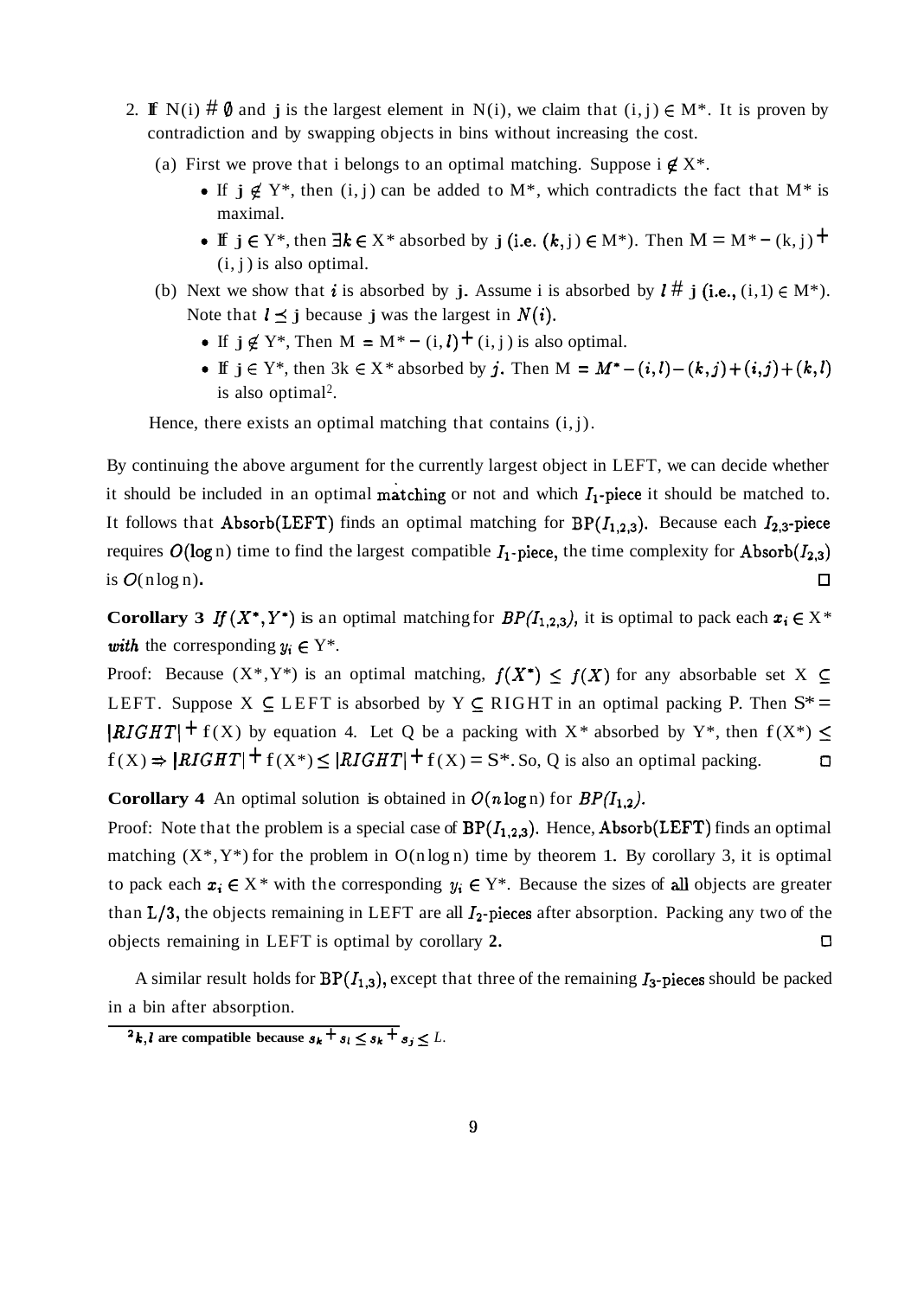2. If $N(i) \neq \emptyset$ and $j$ is the largest element in $N(i)$, we claim that $(i, j) \in M^*$. It is proven by contradiction and by swapping objects in bins without increasing the cost.

   (a) First we prove that i belongs to an optimal matching. Suppose $i \notin X^*$.
      - If $j \notin Y^*$, then $(i, j)$ can be added to $M^*$, which contradicts the fact that $M^*$ is maximal.
      - If $j \in Y^*$, then $\exists k \in X^*$ absorbed by $j$ (i.e. $(k, j) \in M^*$). Then $M = M^* - (k, j) + (i, j)$ is also optimal.

   (b) Next we show that $i$ is absorbed by $j$. Assume i is absorbed by $l \neq j$ (i.e., $(i, l) \in M^*$). Note that $l \preceq j$ because $j$ was the largest in $N(i)$.
      - If $j \notin Y^*$, Then $M = M^* - (i, l) + (i, j)$ is also optimal.
      - If $j \in Y^*$, then $\exists k \in X^*$ absorbed by $j$. Then $M = M^* - (i, l) - (k, j) + (i, j) + (k, l)$ is also optimal[2].

   Hence, there exists an optimal matching that contains $(i, j)$.

By continuing the above argument for the currently largest object in LEFT, we can decide whether it should be included in an optimal matching or not and which $I_1$-piece it should be matched to. It follows that Absorb(LEFT) finds an optimal matching for $BP(I_{1,2,3})$. Because each $I_{2,3}$-piece requires $O(\log n)$ time to find the largest compatible $I_1$-piece, the time complexity for Absorb($I_{2,3}$) is $O(n \log n)$. □

**Corollary 3** *If $(X^*, Y^*)$ is an optimal matching for $BP(I_{1,2,3})$, it is optimal to pack each $x_i \in X^*$ with the corresponding $y_i \in Y^*$.*

Proof: Because $(X^*, Y^*)$ is an optimal matching, $f(X^*) \leq f(X)$ for any absorbable set $X \subseteq$ LEFT. Suppose $X \subseteq$ LEFT is absorbed by $Y \subseteq$ RIGHT in an optimal packing P. Then $S^* = |RIGHT| + f(X)$ by equation 4. Let Q be a packing with $X^*$ absorbed by $Y^*$, then $f(X^*) \leq f(X) \Rightarrow |RIGHT| + f(X^*) \leq |RIGHT| + f(X) = S^*$. So, Q is also an optimal packing. □

**Corollary 4** An optimal solution is obtained in $O(n \log n)$ for *$BP(I_{1,2})$*.

Proof: Note that the problem is a special case of $BP(I_{1,2,3})$. Hence, Absorb(LEFT) finds an optimal matching $(X^*, Y^*)$ for the problem in $O(n \log n)$ time by theorem 1. By corollary 3, it is optimal to pack each $x_i \in X^*$ with the corresponding $y_i \in Y^*$. Because the sizes of all objects are greater than $L/3$, the objects remaining in LEFT are all $I_2$-pieces after absorption. Packing any two of the objects remaining in LEFT is optimal by corollary 2. □

A similar result holds for $BP(I_{1,3})$, except that three of the remaining $I_3$-pieces should be packed in a bin after absorption.

[2] $k, l$ are compatible because $s_k + s_l \leq s_k + s_j \leq L$.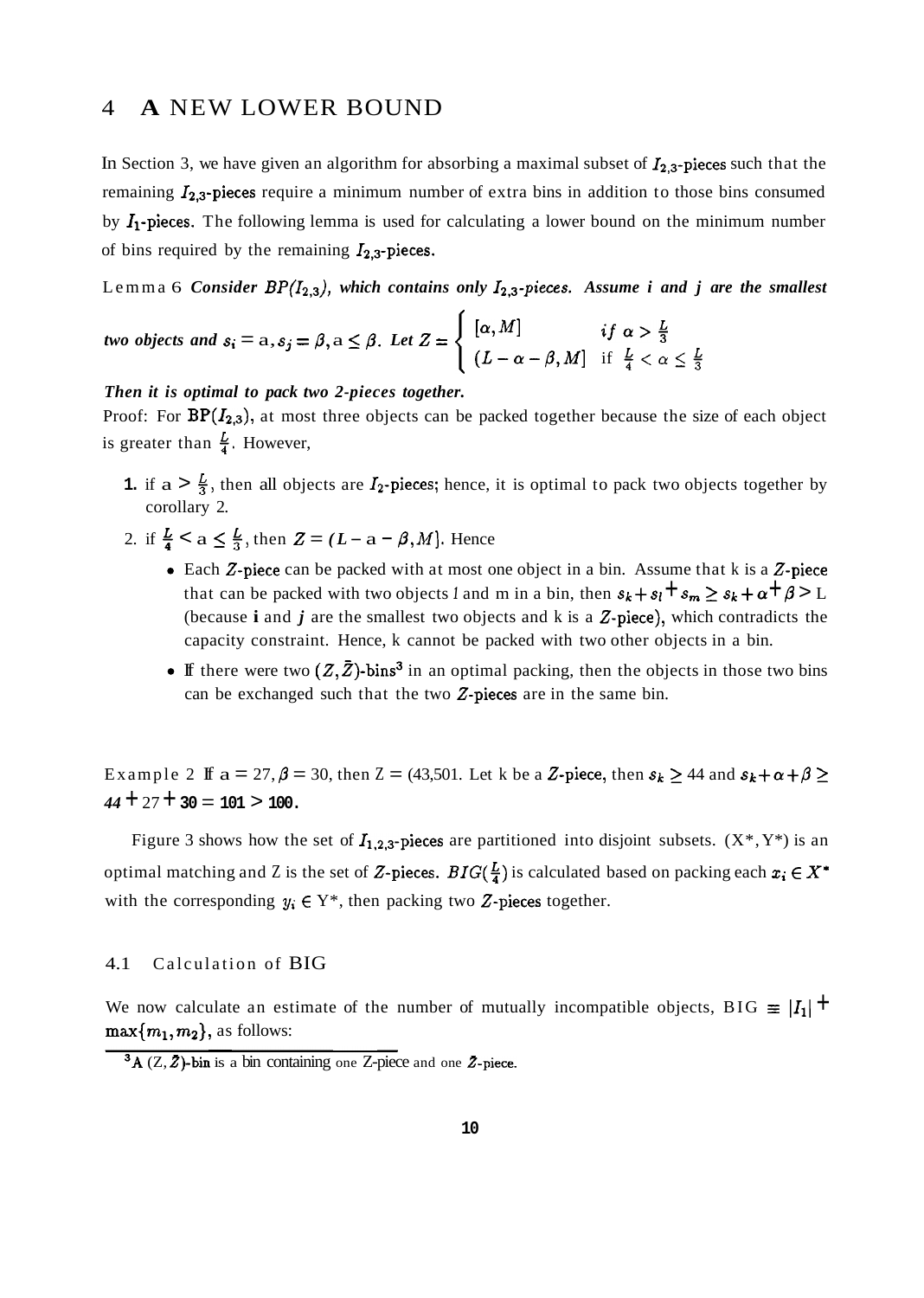# 4 A NEW LOWER BOUND

In Section 3, we have given an algorithm for absorbing a maximal subset of $I_{2,3}$-pieces such that the remaining $I_{2,3}$-pieces require a minimum number of extra bins in addition to those bins consumed by $I_1$-pieces. The following lemma is used for calculating a lower bound on the minimum number of bins required by the remaining $I_{2,3}$-pieces.

Lemma 6 ***Consider $BP(I_{2,3})$, which contains only $I_{2,3}$-pieces. Assume i and j are the smallest two objects and $s_i = \alpha, s_j = \beta, \alpha \leq \beta$. Let*** $Z = \begin{cases} [\alpha, M] & if\ \alpha > \frac{L}{3} \\ (L - \alpha - \beta, M] & \text{if } \frac{L}{4} < \alpha \leq \frac{L}{3} \end{cases}$

***Then it is optimal to pack two 2-pieces together.***

Proof: For $BP(I_{2,3})$, at most three objects can be packed together because the size of each object is greater than $\frac{L}{4}$. However,

1. if $\alpha > \frac{L}{3}$, then all objects are $I_2$-pieces; hence, it is optimal to pack two objects together by corollary 2.
2. if $\frac{L}{4} < \alpha \leq \frac{L}{3}$, then $Z = (L - \alpha - \beta, M]$. Hence
   - Each $Z$-piece can be packed with at most one object in a bin. Assume that k is a $Z$-piece that can be packed with two objects $l$ and m in a bin, then $s_k + s_l + s_m \geq s_k + \alpha + \beta > L$ (because **i** and $j$ are the smallest two objects and k is a $Z$-piece), which contradicts the capacity constraint. Hence, k cannot be packed with two other objects in a bin.
   - If there were two $(Z, \bar{Z})$-bins[3] in an optimal packing, then the objects in those two bins can be exchanged such that the two $Z$-pieces are in the same bin.

Example 2 If $\alpha = 27, \beta = 30$, then $Z = (43, 50]$. Let k be a $Z$-piece, then $s_k \geq 44$ and $s_k + \alpha + \beta \geq 44 + 27 + 30 = 101 > 100$.

Figure 3 shows how the set of $I_{1,2,3}$-pieces are partitioned into disjoint subsets. $(X^*, Y^*)$ is an optimal matching and Z is the set of $Z$-pieces. $BIG(\frac{L}{4})$ is calculated based on packing each $x_i \in X^*$ with the corresponding $y_i \in Y^*$, then packing two $Z$-pieces together.

## 4.1 Calculation of BIG

We now calculate an estimate of the number of mutually incompatible objects, BIG $\equiv |I_1| + \max\{m_1, m_2\}$, as follows:

[3] A $(Z, \bar{Z})$-bin is a bin containing one Z-piece and one $\bar{Z}$-piece.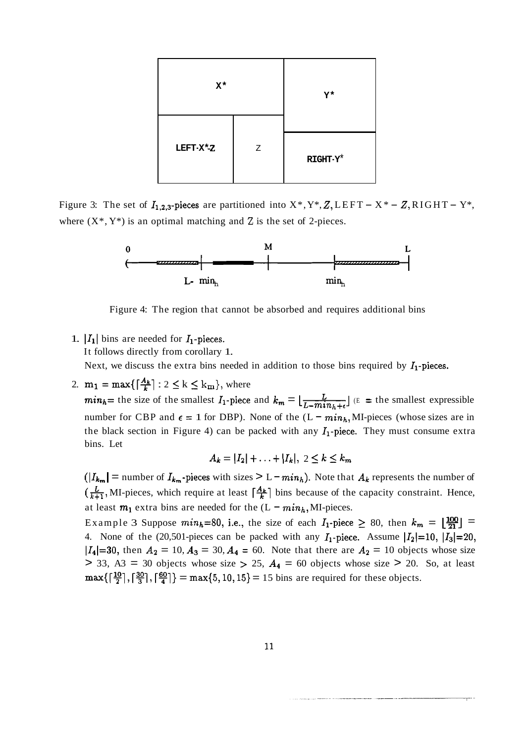Figure 3: The set of $I_{1,2,3}$-pieces are partitioned into $X^*, Y^*, Z$, LEFT − $X^*$ − $Z$, RIGHT − $Y^*$, where $(X^*, Y^*)$ is an optimal matching and $Z$ is the set of 2-pieces.

Figure 4: The region that cannot be absorbed and requires additional bins

1. $|I_1|$ bins are needed for $I_1$-pieces.
   It follows directly from corollary 1.
   Next, we discuss the extra bins needed in addition to those bins required by $I_1$-pieces.

2. $m_1 = \max\{\lceil \frac{A_k}{k} \rceil : 2 \leq k \leq k_m\}$, where
   $min_h$= the size of the smallest $I_1$-piece and $k_m = \lfloor \frac{L}{L - min_h + \epsilon} \rfloor$ ($\epsilon$ = the smallest expressible number for CBP and $\epsilon = 1$ for DBP). None of the $(L - min_h, M]$-pieces (whose sizes are in the black section in Figure 4) can be packed with any $I_1$-piece. They must consume extra bins. Let

$$A_k = |I_2| + \ldots + |I_k|, \ 2 \leq k \leq k_m$$

   ($|I_{k_m}|$ = number of $I_{k_m}$-pieces with sizes > $L - min_h$). Note that $A_k$ represents the number of $(\frac{L}{k+1}, M]$-pieces, which require at least $\lceil \frac{A_k}{k} \rceil$ bins because of the capacity constraint. Hence, at least $m_1$ extra bins are needed for the $(L - min_h, M]$-pieces.

   Example 3 Suppose $min_h$=80, i.e., the size of each $I_1$-piece $\geq$ 80, then $k_m = \lfloor \frac{100}{21} \rfloor$ = 4. None of the (20,50]-pieces can be packed with any $I_1$-piece. Assume $|I_2|$=10, $|I_3|$=20, $|I_4|$=30, then $A_2$ = 10, $A_3$ = 30, $A_4$ = 60. Note that there are $A_2$ = 10 objects whose size > 33, $A_3$ = 30 objects whose size > 25, $A_4$ = 60 objects whose size > 20. So, at least $\max\{\lceil \frac{10}{2} \rceil, \lceil \frac{30}{3} \rceil, \lceil \frac{60}{4} \rceil\} = \max\{5, 10, 15\}$ = 15 bins are required for these objects.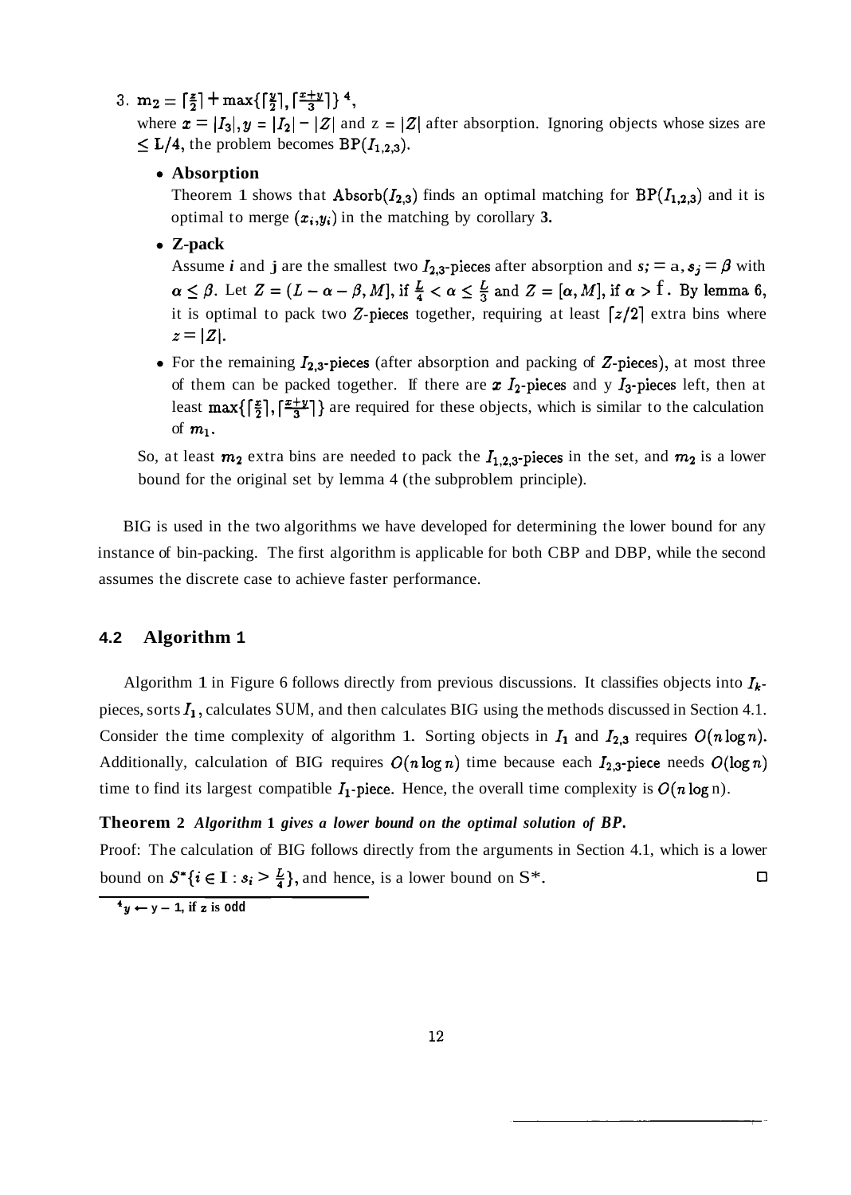3. $m_2 = \lceil \frac{z}{2} \rceil + \max\{\lceil \frac{y}{2} \rceil, \lceil \frac{x+y}{3} \rceil\}$ [4],

   where $x = |I_3|, y = |I_2| - |Z|$ and $z = |Z|$ after absorption. Ignoring objects whose sizes are $\leq L/4$, the problem becomes $BP(I_{1,2,3})$.

   - **Absorption**

     Theorem 1 shows that $Absorb(I_{2,3})$ finds an optimal matching for $BP(I_{1,2,3})$ and it is optimal to merge $(x_i, y_i)$ in the matching by corollary **3.**

   - **Z-pack**

     Assume $i$ and j are the smallest two $I_{2,3}$-pieces after absorption and $s_i = \alpha, s_j = \beta$ with $\alpha \leq \beta$. Let $Z = (L - \alpha - \beta, M]$, if $\frac{L}{4} < \alpha \leq \frac{L}{3}$ and $Z = [\alpha, M]$, if $\alpha >$ f. By lemma 6, it is optimal to pack two $Z$-pieces together, requiring at least $\lceil z/2 \rceil$ extra bins where $z = |Z|$.

   - For the remaining $I_{2,3}$-pieces (after absorption and packing of $Z$-pieces), at most three of them can be packed together. If there are $x$ $I_2$-pieces and y $I_3$-pieces left, then at least $\max\{\lceil \frac{x}{2} \rceil, \lceil \frac{x+y}{3} \rceil\}$ are required for these objects, which is similar to the calculation of $m_1$.

   So, at least $m_2$ extra bins are needed to pack the $I_{1,2,3}$-pieces in the set, and $m_2$ is a lower bound for the original set by lemma 4 (the subproblem principle).

BIG is used in the two algorithms we have developed for determining the lower bound for any instance of bin-packing. The first algorithm is applicable for both CBP and DBP, while the second assumes the discrete case to achieve faster performance.

### 4.2 Algorithm 1

Algorithm 1 in Figure 6 follows directly from previous discussions. It classifies objects into $I_k$-pieces, sorts $I_1$, calculates SUM, and then calculates BIG using the methods discussed in Section 4.1. Consider the time complexity of algorithm 1. Sorting objects in $I_1$ and $I_{2,3}$ requires $O(n \log n)$. Additionally, calculation of BIG requires $O(n \log n)$ time because each $I_{2,3}$-piece needs $O(\log n)$ time to find its largest compatible $I_1$-piece. Hence, the overall time complexity is $O(n \log n)$.

**Theorem 2** ***Algorithm 1 gives a lower bound on the optimal solution of BP.***

Proof: The calculation of BIG follows directly from the arguments in Section 4.1, which is a lower bound on $S^*\{i \in \mathbf{I} : s_i > \frac{L}{4}\}$, and hence, is a lower bound on $S^*$. □

[4] $y \leftarrow y - 1$, if $z$ is odd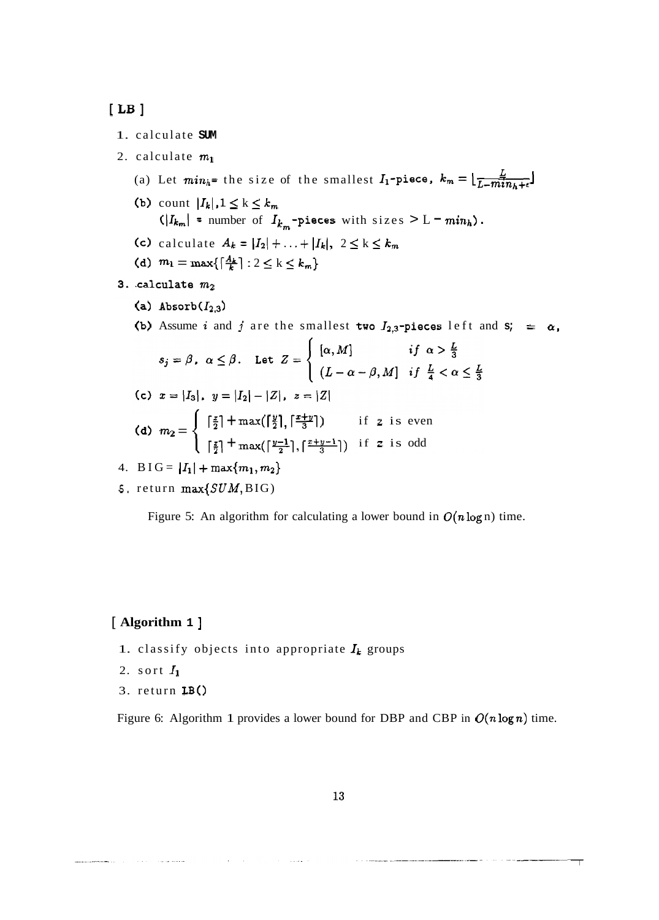**[ LB ]**

1. calculate **SUM**
2. calculate $m_1$
   (a) Let $min_h$= the size of the smallest $I_1$-piece, $k_m = \lfloor \frac{L}{L-min_h+\epsilon} \rfloor$
   (b) count $|I_k|, 1 \leq k \leq k_m$
   ($|I_{k_m}|$ = number of $I_{k_m}$-pieces with sizes $> L - min_h$).
   (c) calculate $A_k = |I_2| + \ldots + |I_k|$, $2 \leq k \leq k_m$
   (d) $m_1 = \max\{\lceil \frac{A_k}{k} \rceil : 2 \leq k \leq k_m\}$
3. calculate $m_2$
   (a) Absorb($I_{2,3}$)
   (b) Assume $i$ and $j$ are the smallest two $I_{2,3}$-pieces left and $s_i = \alpha$, $s_j = \beta$, $\alpha \leq \beta$. Let $Z = \begin{cases} [\alpha, M] & if\ \alpha > \frac{L}{3} \\ (L - \alpha - \beta, M] & if\ \frac{L}{4} < \alpha \leq \frac{L}{3} \end{cases}$
   (c) $x = |I_3|$, $y = |I_2| - |Z|$, $z = |Z|$
   (d) $m_2 = \begin{cases} \lceil \frac{z}{2} \rceil + \max(\lceil \frac{y}{2} \rceil, \lceil \frac{x+y}{3} \rceil) & \text{if } z \text{ is even} \\ \lceil \frac{z}{2} \rceil + \max(\lceil \frac{y-1}{2} \rceil, \lceil \frac{x+y-1}{3} \rceil) & \text{if } z \text{ is odd} \end{cases}$
4. BIG = $|I_1| + \max\{m_1, m_2\}$
5. return $\max\{SUM, \text{BIG}\}$

Figure 5: An algorithm for calculating a lower bound in $O(n \log n)$ time.

**[ Algorithm 1 ]**

1. classify objects into appropriate $I_k$ groups
2. sort $I_1$
3. return LB()

Figure 6: Algorithm 1 provides a lower bound for DBP and CBP in $O(n \log n)$ time.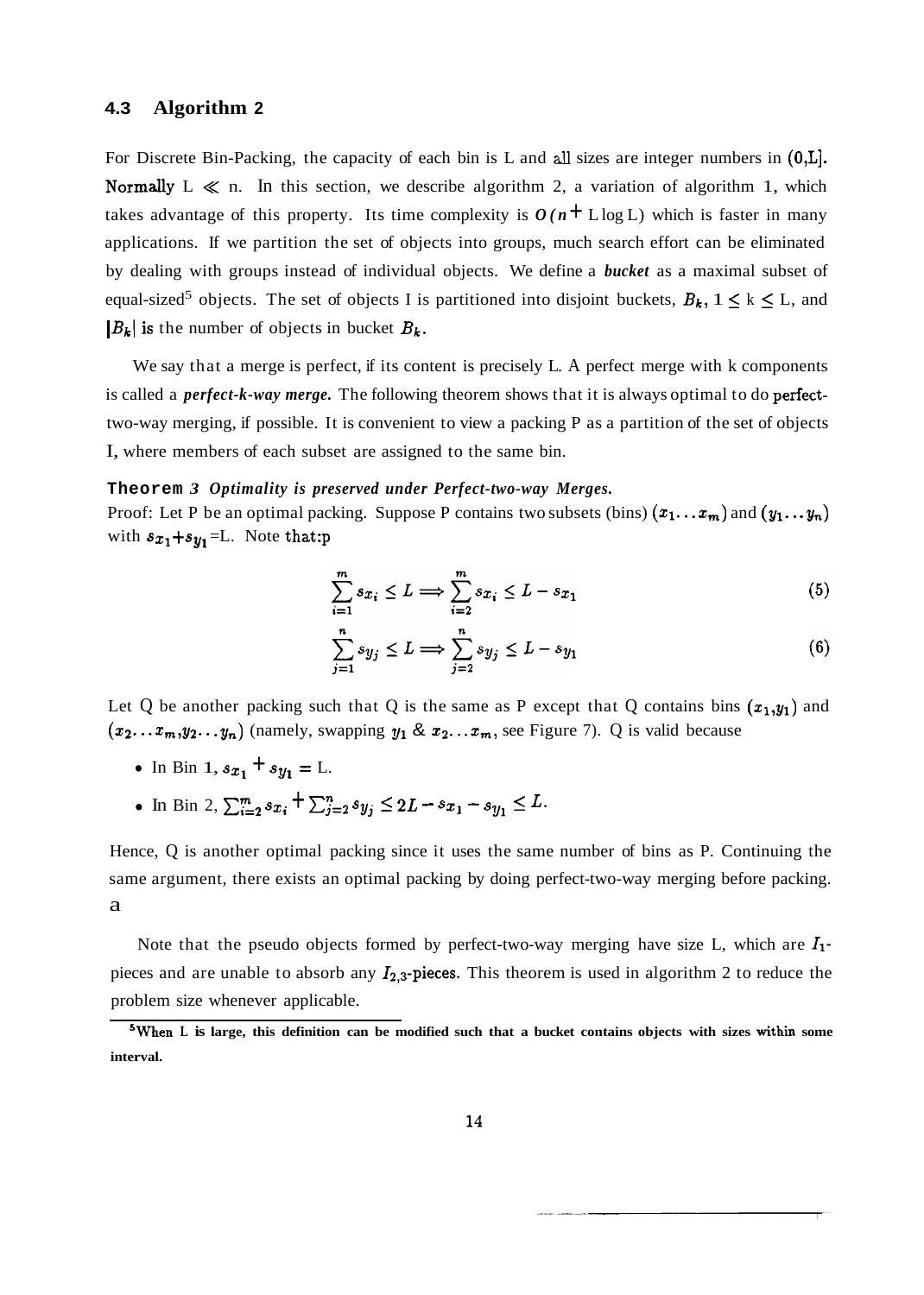### 4.3 Algorithm 2

For Discrete Bin-Packing, the capacity of each bin is L and all sizes are integer numbers in $(0,L]$. Normally $L \ll n$. In this section, we describe algorithm 2, a variation of algorithm 1, which takes advantage of this property. Its time complexity is $O(n + L \log L)$ which is faster in many applications. If we partition the set of objects into groups, much search effort can be eliminated by dealing with groups instead of individual objects. We define a ***bucket*** as a maximal subset of equal-sized[5] objects. The set of objects I is partitioned into disjoint buckets, $B_k$, $1 \leq k \leq L$, and $|B_k|$ is the number of objects in bucket $B_k$.

We say that a merge is perfect, if its content is precisely L. A perfect merge with k components is called a ***perfect-k-way merge.*** The following theorem shows that it is always optimal to do perfect-two-way merging, if possible. It is convenient to view a packing P as a partition of the set of objects I, where members of each subset are assigned to the same bin.

**Theorem** *3 Optimality is preserved under Perfect-two-way Merges.*
Proof: Let P be an optimal packing. Suppose P contains two subsets (bins) $(x_1 \ldots x_m)$ and $(y_1 \ldots y_n)$ with $s_{x_1} + s_{y_1} = L$. Note that:p

$$\sum_{i=1}^{m} s_{x_i} \leq L \Longrightarrow \sum_{i=2}^{m} s_{x_i} \leq L - s_{x_1} \tag{5}$$

$$\sum_{j=1}^{n} s_{y_j} \leq L \Longrightarrow \sum_{j=2}^{n} s_{y_j} \leq L - s_{y_1} \tag{6}$$

Let Q be another packing such that Q is the same as P except that Q contains bins $(x_1, y_1)$ and $(x_2 \ldots x_m, y_2 \ldots y_n)$ (namely, swapping $y_1$ & $x_2 \ldots x_m$, see Figure 7). Q is valid because

- In Bin 1, $s_{x_1} + s_{y_1} = L$.
- In Bin 2, $\sum_{i=2}^{m} s_{x_i} + \sum_{j=2}^{n} s_{y_j} \leq 2L - s_{x_1} - s_{y_1} \leq L$.

Hence, Q is another optimal packing since it uses the same number of bins as P. Continuing the same argument, there exists an optimal packing by doing perfect-two-way merging before packing.
a

Note that the pseudo objects formed by perfect-two-way merging have size L, which are $I_1$-pieces and are unable to absorb any $I_{2,3}$-pieces. This theorem is used in algorithm 2 to reduce the problem size whenever applicable.

[5] **When L is large, this definition can be modified such that a bucket contains objects with sizes within some interval.**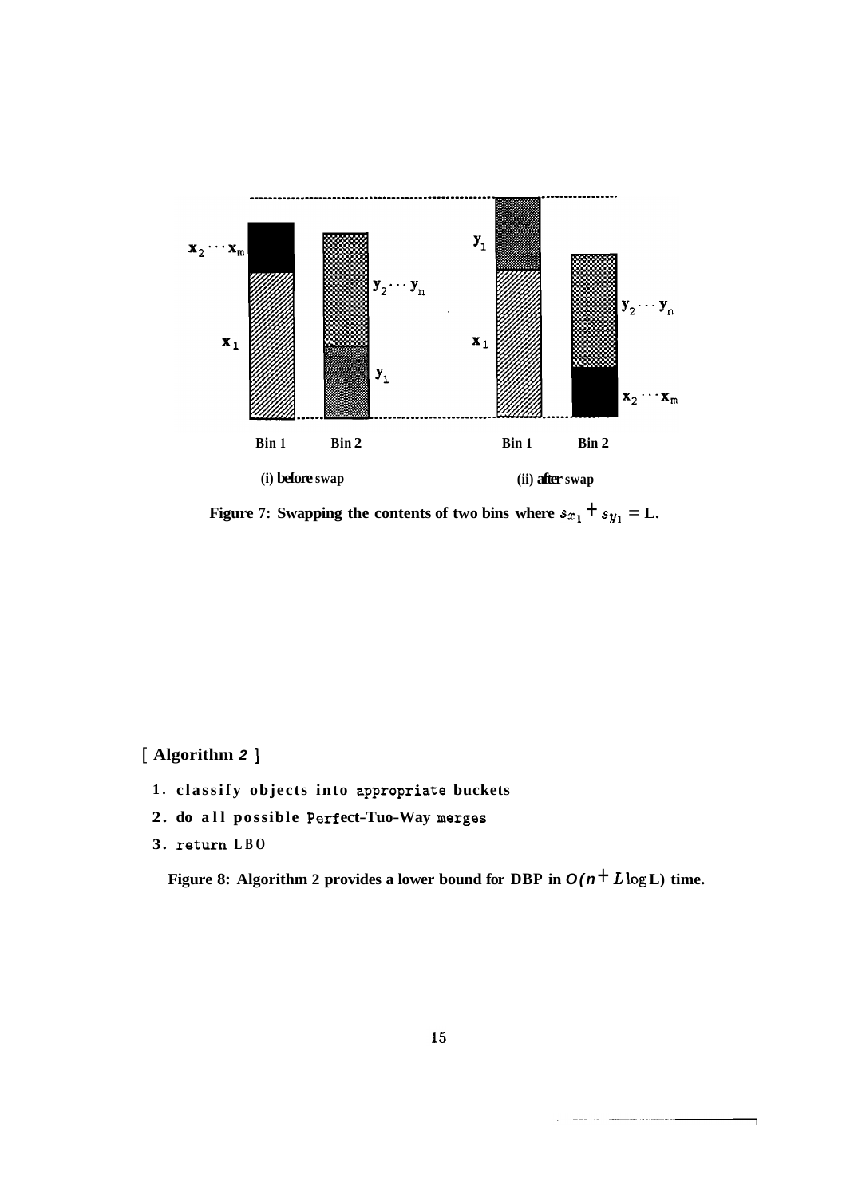Figure 7: Swapping the contents of two bins where $s_{x_1} + s_{y_1} = L$.

[ **Algorithm 2** ]

1. classify objects into appropriate buckets
2. do all possible Perfect-Two-Way merges
3. return LBO

**Figure 8: Algorithm 2 provides a lower bound for DBP in $O(n + L \log L)$ time.**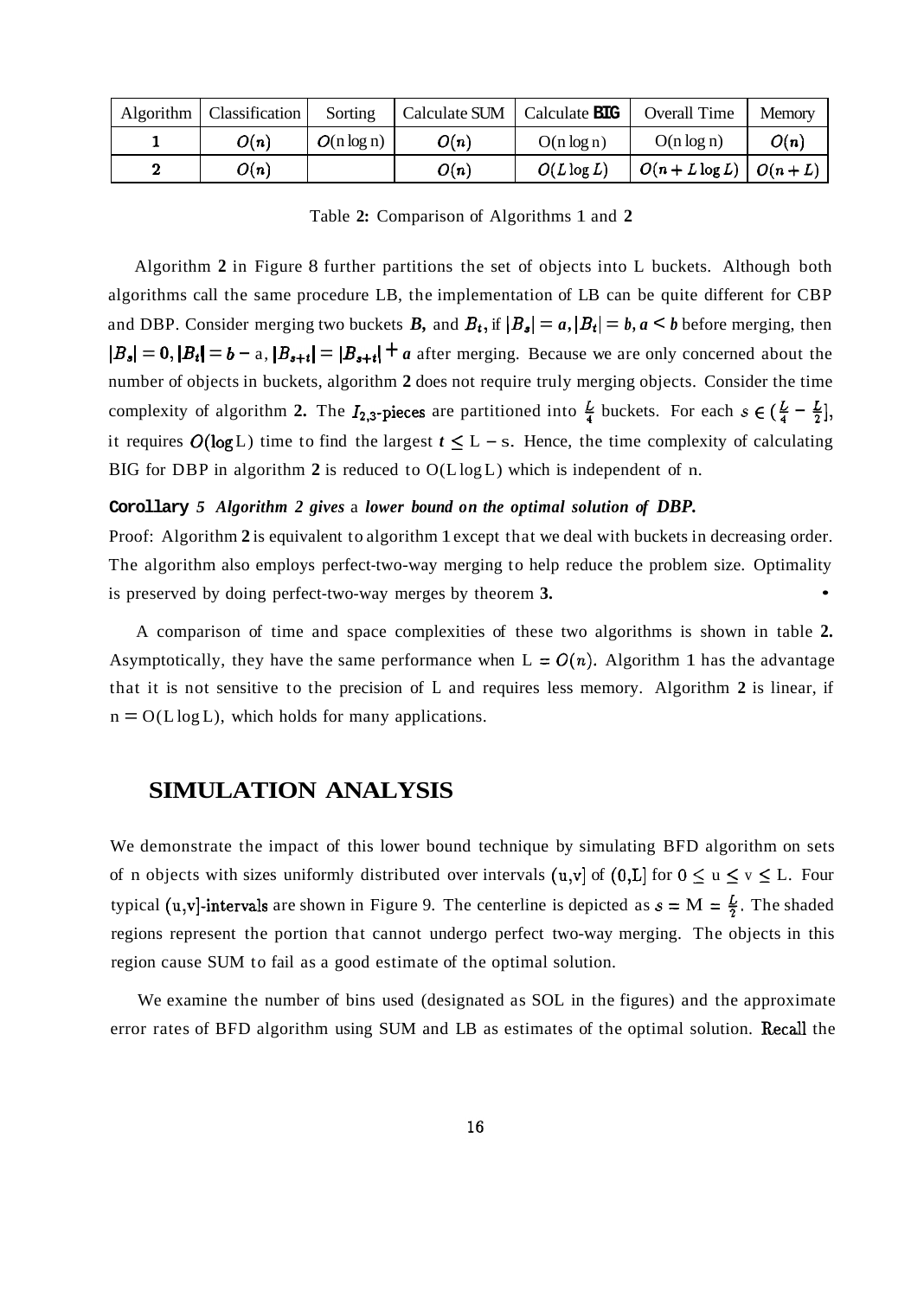| Algorithm | Classification | Sorting | Calculate SUM | Calculate **BIG** | Overall Time | Memory |
|---|---|---|---|---|---|---|
| **1** | $O(n)$ | $O(n \log n)$ | $O(n)$ | $O(n \log n)$ | $O(n \log n)$ | $O(n)$ |
| **2** | $O(n)$ | | $O(n)$ | $O(L \log L)$ | $O(n + L \log L)$ | $O(n + L)$ |

Table **2:** Comparison of Algorithms 1 and **2**

Algorithm **2** in Figure 8 further partitions the set of objects into L buckets. Although both algorithms call the same procedure LB, the implementation of LB can be quite different for CBP and DBP. Consider merging two buckets $B_s$ and $B_t$, if $|B_s| = a, |B_t| = b, a < b$ before merging, then $|B_s| = 0, |B_t| = b - a, |B_{s+t}| = |B_{s+t}| + a$ after merging. Because we are only concerned about the number of objects in buckets, algorithm **2** does not require truly merging objects. Consider the time complexity of algorithm **2.** The $I_{2,3}$-pieces are partitioned into $\frac{L}{4}$ buckets. For each $s \in (\frac{L}{4} - \frac{L}{2}]$, it requires $O(\log L)$ time to find the largest $t \leq L - s$. Hence, the time complexity of calculating BIG for DBP in algorithm **2** is reduced to $O(L \log L)$ which is independent of n.

**Corollary** *5* ***Algorithm 2 gives** a **lower bound on the optimal solution of DBP.***

Proof: Algorithm **2** is equivalent to algorithm 1 except that we deal with buckets in decreasing order. The algorithm also employs perfect-two-way merging to help reduce the problem size. Optimality is preserved by doing perfect-two-way merges by theorem **3.** •

A comparison of time and space complexities of these two algorithms is shown in table **2.** Asymptotically, they have the same performance when $L = O(n)$. Algorithm 1 has the advantage that it is not sensitive to the precision of L and requires less memory. Algorithm **2** is linear, if $n = O(L \log L)$, which holds for many applications.

## SIMULATION ANALYSIS

We demonstrate the impact of this lower bound technique by simulating BFD algorithm on sets of n objects with sizes uniformly distributed over intervals $(u,v]$ of $(0,L]$ for $0 \leq u \leq v \leq L$. Four typical $(u,v]$-intervals are shown in Figure 9. The centerline is depicted as $s = M = \frac{L}{2}$. The shaded regions represent the portion that cannot undergo perfect two-way merging. The objects in this region cause SUM to fail as a good estimate of the optimal solution.

We examine the number of bins used (designated as SOL in the figures) and the approximate error rates of BFD algorithm using SUM and LB as estimates of the optimal solution. Recall the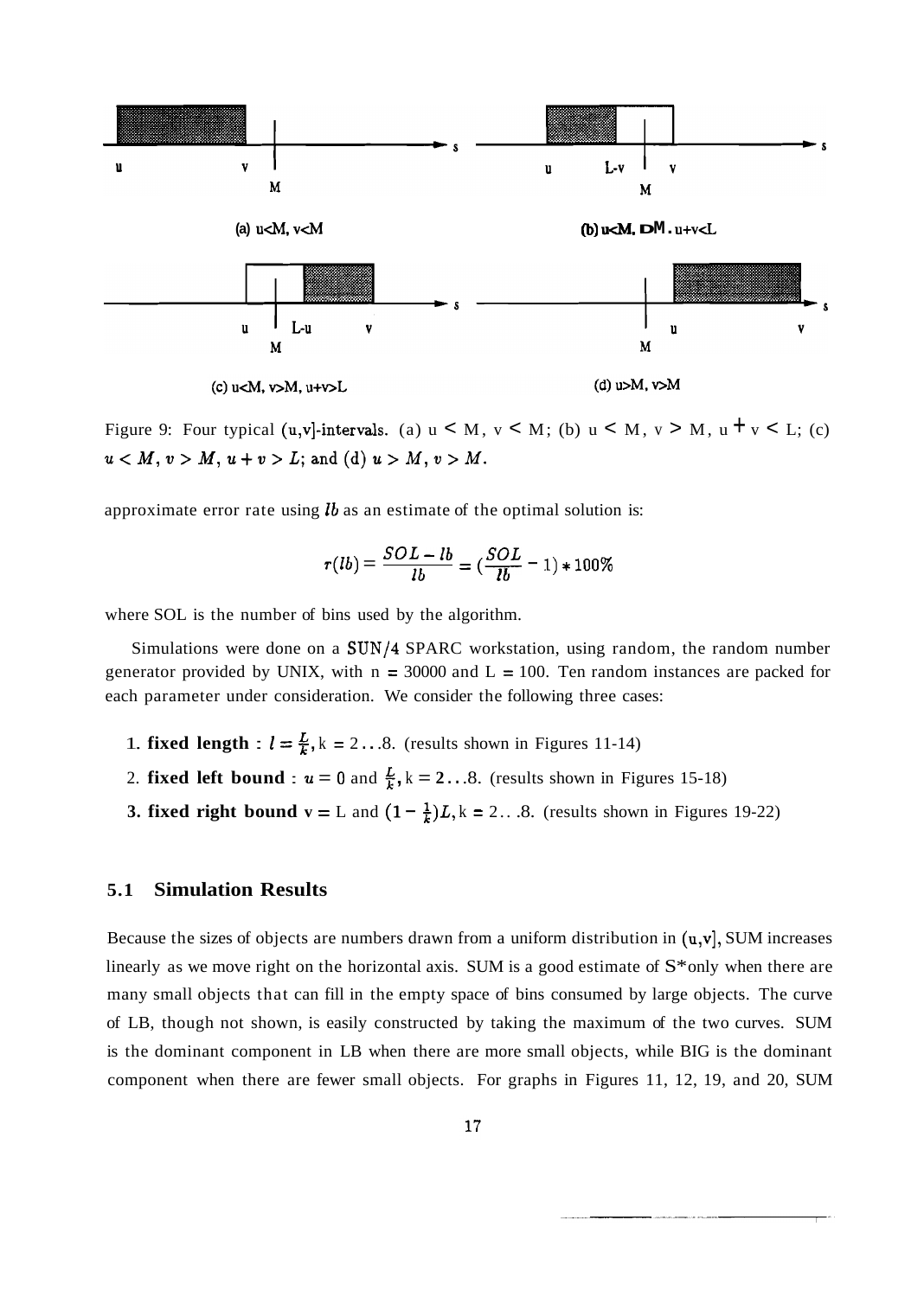Figure 9: Four typical (u,v]-intervals. (a) $u < M$, $v < M$; (b) $u < M$, $v > M$, $u + v < L$; (c) $u < M$, $v > M$, $u + v > L$; and (d) $u > M$, $v > M$.

approximate error rate using $lb$ as an estimate of the optimal solution is:

$$r(lb) = \frac{SOL - lb}{lb} = (\frac{SOL}{lb} - 1) * 100\%$$

where SOL is the number of bins used by the algorithm.

Simulations were done on a SUN/4 SPARC workstation, using random, the random number generator provided by UNIX, with $n = 30000$ and $L = 100$. Ten random instances are packed for each parameter under consideration. We consider the following three cases:

1. **fixed length** : $l = \frac{L}{k}$, $k = 2 \ldots 8$. (results shown in Figures 11-14)
2. **fixed left bound** : $u = 0$ and $\frac{L}{k}$, $k = 2 \ldots 8$. (results shown in Figures 15-18)
3. **fixed right bound** $v = L$ and $(1 - \frac{1}{k})L$, $k = 2 \ldots 8$. (results shown in Figures 19-22)

## 5.1 Simulation Results

Because the sizes of objects are numbers drawn from a uniform distribution in (u,v], SUM increases linearly as we move right on the horizontal axis. SUM is a good estimate of $S^*$ only when there are many small objects that can fill in the empty space of bins consumed by large objects. The curve of LB, though not shown, is easily constructed by taking the maximum of the two curves. SUM is the dominant component in LB when there are more small objects, while BIG is the dominant component when there are fewer small objects. For graphs in Figures 11, 12, 19, and 20, SUM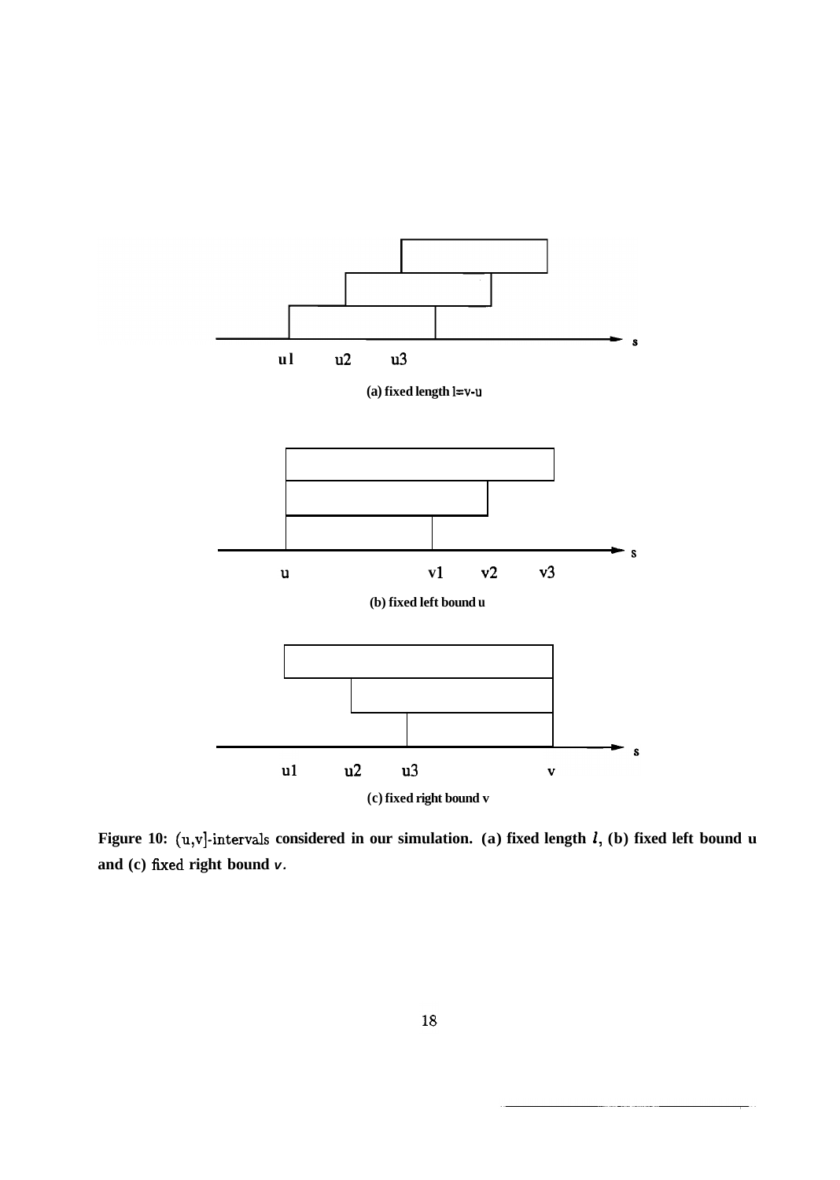(a) fixed length $l=v-u$

(b) fixed left bound u

(c) fixed right bound v

**Figure 10: (u,v]-intervals considered in our simulation. (a) fixed length $l$, (b) fixed left bound u and (c) fixed right bound $v$.**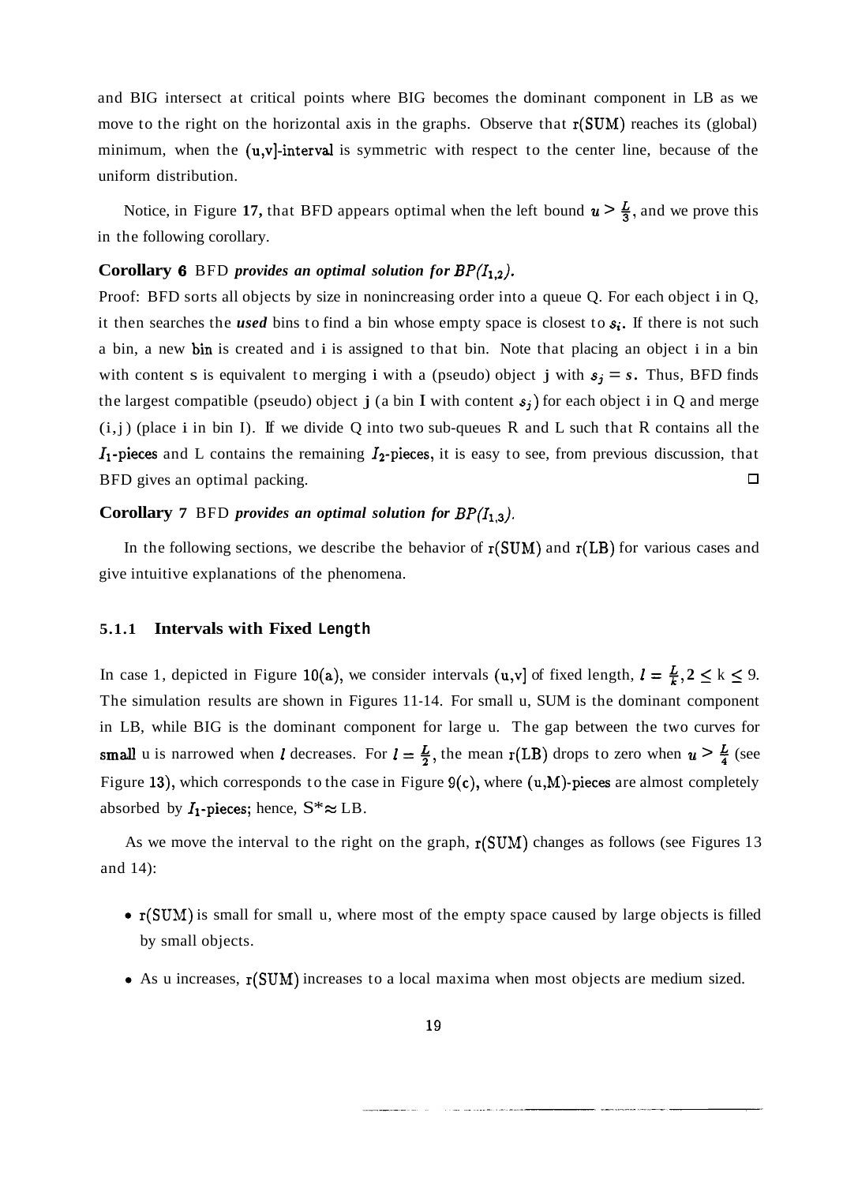and BIG intersect at critical points where BIG becomes the dominant component in LB as we move to the right on the horizontal axis in the graphs. Observe that r(SUM) reaches its (global) minimum, when the (u,v]-interval is symmetric with respect to the center line, because of the uniform distribution.

Notice, in Figure **17,** that BFD appears optimal when the left bound $u > \frac{L}{3}$, and we prove this in the following corollary.

**Corollary 6** BFD *provides an optimal solution for $BP(I_{1,2})$.*

Proof: BFD sorts all objects by size in nonincreasing order into a queue Q. For each object i in Q, it then searches the ***used*** bins to find a bin whose empty space is closest to $s_i$. If there is not such a bin, a new bin is created and i is assigned to that bin. Note that placing an object i in a bin with content s is equivalent to merging i with a (pseudo) object j with $s_j = s$. Thus, BFD finds the largest compatible (pseudo) object j (a bin I with content $s_j$) for each object i in Q and merge (i,j) (place i in bin I). If we divide Q into two sub-queues R and L such that R contains all the $I_1$-pieces and L contains the remaining $I_2$-pieces, it is easy to see, from previous discussion, that BFD gives an optimal packing. □

**Corollary 7** BFD *provides an optimal solution for $BP(I_{1,3})$.*

In the following sections, we describe the behavior of r(SUM) and r(LB) for various cases and give intuitive explanations of the phenomena.

### 5.1.1 Intervals with Fixed Length

In case 1, depicted in Figure 10(a), we consider intervals (u,v] of fixed length, $l = \frac{L}{k}, 2 \leq k \leq 9$. The simulation results are shown in Figures 11-14. For small u, SUM is the dominant component in LB, while BIG is the dominant component for large u. The gap between the two curves for small u is narrowed when $l$ decreases. For $l = \frac{L}{2}$, the mean r(LB) drops to zero when $u > \frac{L}{4}$ (see Figure 13), which corresponds to the case in Figure 9(c), where (u,M)-pieces are almost completely absorbed by $I_1$-pieces; hence, $S^* \approx$ LB.

As we move the interval to the right on the graph, r(SUM) changes as follows (see Figures 13 and 14):

- r(SUM) is small for small u, where most of the empty space caused by large objects is filled by small objects.
- As u increases, r(SUM) increases to a local maxima when most objects are medium sized.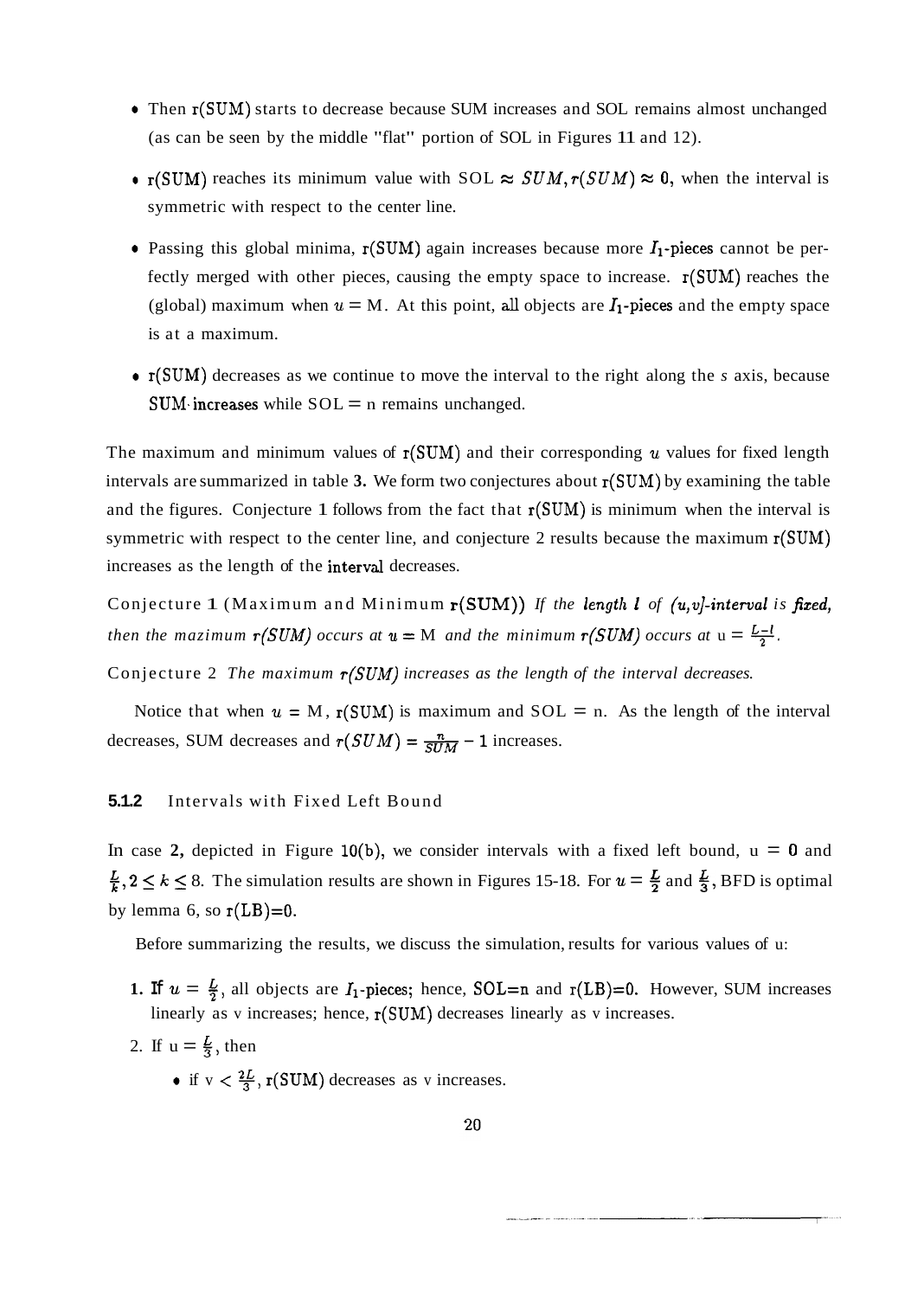- Then r(SUM) starts to decrease because SUM increases and SOL remains almost unchanged (as can be seen by the middle "flat" portion of SOL in Figures 11 and 12).

- r(SUM) reaches its minimum value with SOL $\approx SUM, r(SUM) \approx 0$, when the interval is symmetric with respect to the center line.

- Passing this global minima, r(SUM) again increases because more $I_1$-pieces cannot be perfectly merged with other pieces, causing the empty space to increase. r(SUM) reaches the (global) maximum when $u = M$. At this point, all objects are $I_1$-pieces and the empty space is at a maximum.

- r(SUM) decreases as we continue to move the interval to the right along the *s* axis, because SUM increases while SOL = n remains unchanged.

The maximum and minimum values of r(SUM) and their corresponding $u$ values for fixed length intervals are summarized in table 3. We form two conjectures about r(SUM) by examining the table and the figures. Conjecture 1 follows from the fact that r(SUM) is minimum when the interval is symmetric with respect to the center line, and conjecture 2 results because the maximum r(SUM) increases as the length of the interval decreases.

Conjecture 1 (Maximum and Minimum r(SUM)) *If the length $l$ of $(u,v]$-interval is fixed, then the maximum r(SUM) occurs at $u = M$ and the minimum r(SUM) occurs at $u = \frac{L-l}{2}$.*

Conjecture 2 *The maximum r(SUM) increases as the length of the interval decreases.*

Notice that when $u = M$, r(SUM) is maximum and SOL = n. As the length of the interval decreases, SUM decreases and $r(SUM) = \frac{n}{SUM} - 1$ increases.

### 5.1.2 Intervals with Fixed Left Bound

In case 2, depicted in Figure 10(b), we consider intervals with a fixed left bound, $u = 0$ and $\frac{L}{k}, 2 \leq k \leq 8$. The simulation results are shown in Figures 15-18. For $u = \frac{L}{2}$ and $\frac{L}{3}$, BFD is optimal by lemma 6, so r(LB)=0.

Before summarizing the results, we discuss the simulation results for various values of u:

1. If $u = \frac{L}{2}$, all objects are $I_1$-pieces; hence, SOL=n and r(LB)=0. However, SUM increases linearly as v increases; hence, r(SUM) decreases linearly as v increases.
2. If $u = \frac{L}{3}$, then
   - if $v < \frac{2L}{3}$, r(SUM) decreases as v increases.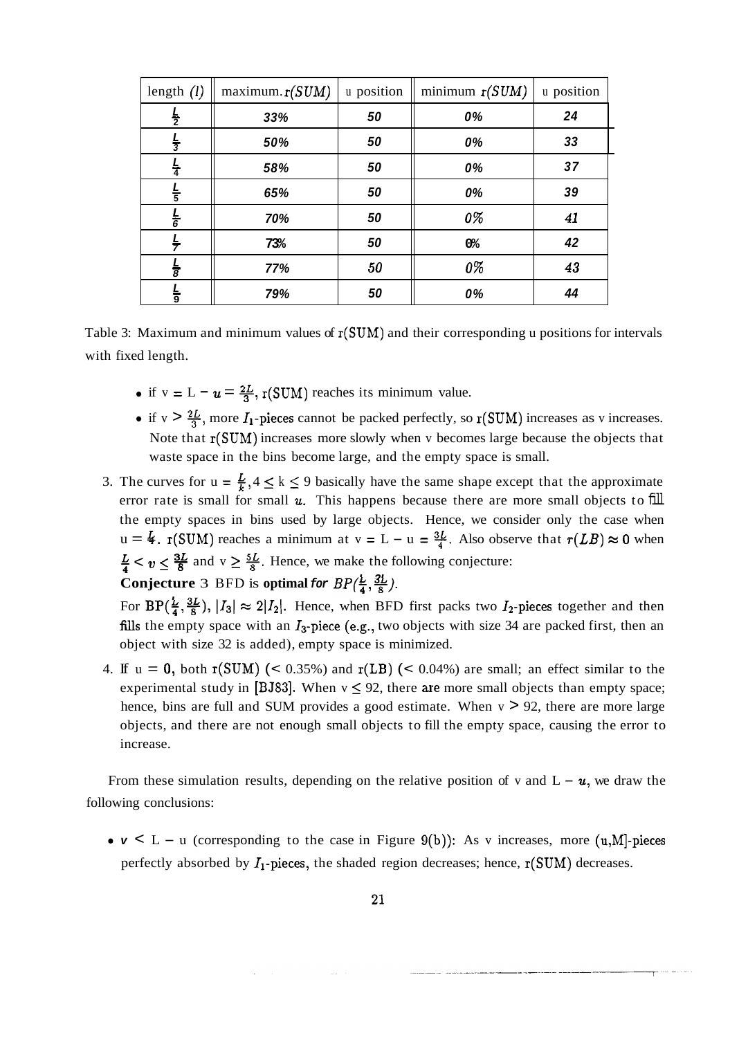| length $(l)$ | maximum $r(SUM)$ | u position | minimum $r(SUM)$ | u position |
|---|---|---|---|---|
| $\frac{L}{2}$ | 33% | 50 | 0% | 24 |
| $\frac{L}{3}$ | 50% | 50 | 0% | 33 |
| $\frac{L}{4}$ | 58% | 50 | 0% | 37 |
| $\frac{L}{5}$ | 65% | 50 | 0% | 39 |
| $\frac{L}{6}$ | 70% | 50 | 0% | 41 |
| $\frac{L}{7}$ | 73% | 50 | 0% | 42 |
| $\frac{L}{8}$ | 77% | 50 | 0% | 43 |
| $\frac{L}{9}$ | 79% | 50 | 0% | 44 |

Table 3: Maximum and minimum values of $r(SUM)$ and their corresponding u positions for intervals with fixed length.

- if $v = L - u = \frac{2L}{3}$, $r(SUM)$ reaches its minimum value.
- if $v > \frac{2L}{3}$, more $I_1$-pieces cannot be packed perfectly, so $r(SUM)$ increases as v increases. Note that $r(SUM)$ increases more slowly when v becomes large because the objects that waste space in the bins become large, and the empty space is small.

3. The curves for $u = \frac{L}{k}, 4 \leq k \leq 9$ basically have the same shape except that the approximate error rate is small for small $u$. This happens because there are more small objects to fill the empty spaces in bins used by large objects. Hence, we consider only the case when $u = \frac{L}{4}$. $r(SUM)$ reaches a minimum at $v = L - u = \frac{3L}{4}$. Also observe that $r(LB) \approx 0$ when $\frac{L}{4} < v \leq \frac{3L}{8}$ and $v \geq \frac{5L}{8}$. Hence, we make the following conjecture:

   **Conjecture** 3 BFD is **optimal** *for* $BP(\frac{L}{4}, \frac{3L}{8})$.

   For $BP(\frac{L}{4}, \frac{3L}{8})$, $|I_3| \approx 2|I_2|$. Hence, when BFD first packs two $I_2$-pieces together and then fills the empty space with an $I_3$-piece (e.g., two objects with size 34 are packed first, then an object with size 32 is added), empty space is minimized.

4. If $u = 0$, both $r(SUM)$ (< 0.35%) and $r(LB)$ (< 0.04%) are small; an effect similar to the experimental study in [BJ83]. When $v \leq 92$, there are more small objects than empty space; hence, bins are full and SUM provides a good estimate. When $v > 92$, there are more large objects, and there are not enough small objects to fill the empty space, causing the error to increase.

From these simulation results, depending on the relative position of v and $L - u$, we draw the following conclusions:

- $v < L - u$ (corresponding to the case in Figure 9(b)): As v increases, more (u,M]-pieces perfectly absorbed by $I_1$-pieces, the shaded region decreases; hence, $r(SUM)$ decreases.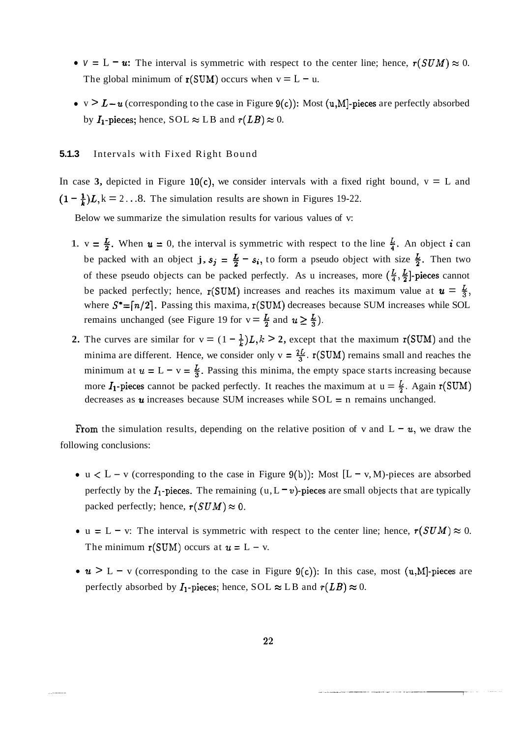- $v = L - u$: The interval is symmetric with respect to the center line; hence, $r(SUM) \approx 0$. The global minimum of $r(SUM)$ occurs when $v = L - u$.
- $v > L - u$ (corresponding to the case in Figure 9(c)): Most $(u, M]$-pieces are perfectly absorbed by $I_1$-pieces; hence, $SOL \approx LB$ and $r(LB) \approx 0$.

### 5.1.3 Intervals with Fixed Right Bound

In case 3, depicted in Figure 10(c), we consider intervals with a fixed right bound, $v = L$ and $(1 - \frac{1}{k})L, k = 2 \ldots 8$. The simulation results are shown in Figures 19-22.

Below we summarize the simulation results for various values of v:

1. $v = \frac{L}{2}$. When $u = 0$, the interval is symmetric with respect to the line $\frac{L}{4}$. An object $i$ can be packed with an object $j$, $s_j = \frac{L}{2} - s_i$, to form a pseudo object with size $\frac{L}{2}$. Then two of these pseudo objects can be packed perfectly. As u increases, more $(\frac{L}{4}, \frac{L}{2}]$-pieces cannot be packed perfectly; hence, $r(SUM)$ increases and reaches its maximum value at $u = \frac{L}{3}$, where $S^* = \lceil n/2 \rceil$. Passing this maxima, $r(SUM)$ decreases because SUM increases while SOL remains unchanged (see Figure 19 for $v = \frac{L}{2}$ and $u \geq \frac{L}{3}$).
2. The curves are similar for $v = (1 - \frac{1}{k})L, k > 2$, except that the maximum $r(SUM)$ and the minima are different. Hence, we consider only $v = \frac{2L}{3}$. $r(SUM)$ remains small and reaches the minimum at $u = L - v = \frac{L}{3}$. Passing this minima, the empty space starts increasing because more $I_1$-pieces cannot be packed perfectly. It reaches the maximum at $u = \frac{L}{2}$. Again $r(SUM)$ decreases as $u$ increases because SUM increases while $SOL = n$ remains unchanged.

From the simulation results, depending on the relative position of v and $L - u$, we draw the following conclusions:

- $u < L - v$ (corresponding to the case in Figure 9(b)): Most $[L - v, M)$-pieces are absorbed perfectly by the $I_1$-pieces. The remaining $(u, L - v)$-pieces are small objects that are typically packed perfectly; hence, $r(SUM) \approx 0$.
- $u = L - v$: The interval is symmetric with respect to the center line; hence, $r(SUM) \approx 0$. The minimum $r(SUM)$ occurs at $u = L - v$.
- $u > L - v$ (corresponding to the case in Figure 9(c)): In this case, most $(u, M]$-pieces are perfectly absorbed by $I_1$-pieces; hence, $SOL \approx LB$ and $r(LB) \approx 0$.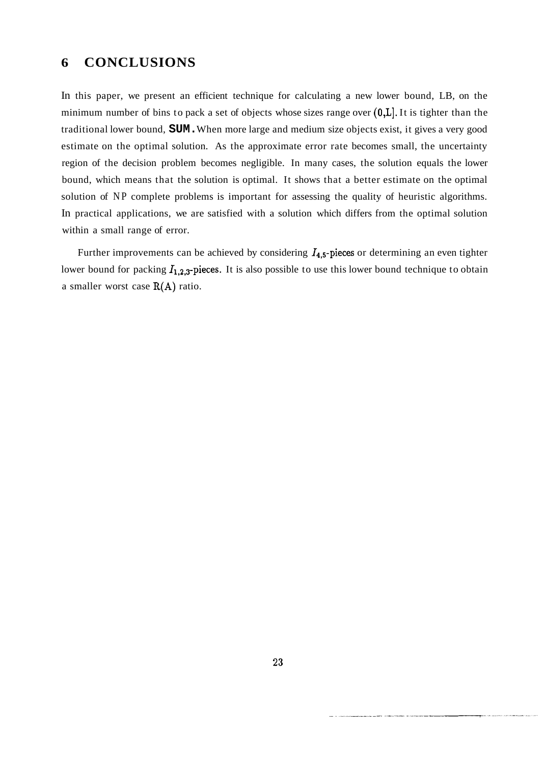## 6 CONCLUSIONS

In this paper, we present an efficient technique for calculating a new lower bound, LB, on the minimum number of bins to pack a set of objects whose sizes range over $(0,L]$. It is tighter than the traditional lower bound, **SUM**. When more large and medium size objects exist, it gives a very good estimate on the optimal solution. As the approximate error rate becomes small, the uncertainty region of the decision problem becomes negligible. In many cases, the solution equals the lower bound, which means that the solution is optimal. It shows that a better estimate on the optimal solution of NP complete problems is important for assessing the quality of heuristic algorithms. In practical applications, we are satisfied with a solution which differs from the optimal solution within a small range of error.

Further improvements can be achieved by considering $I_{4,5}$-pieces or determining an even tighter lower bound for packing $I_{1,2,3}$-pieces. It is also possible to use this lower bound technique to obtain a smaller worst case $R(A)$ ratio.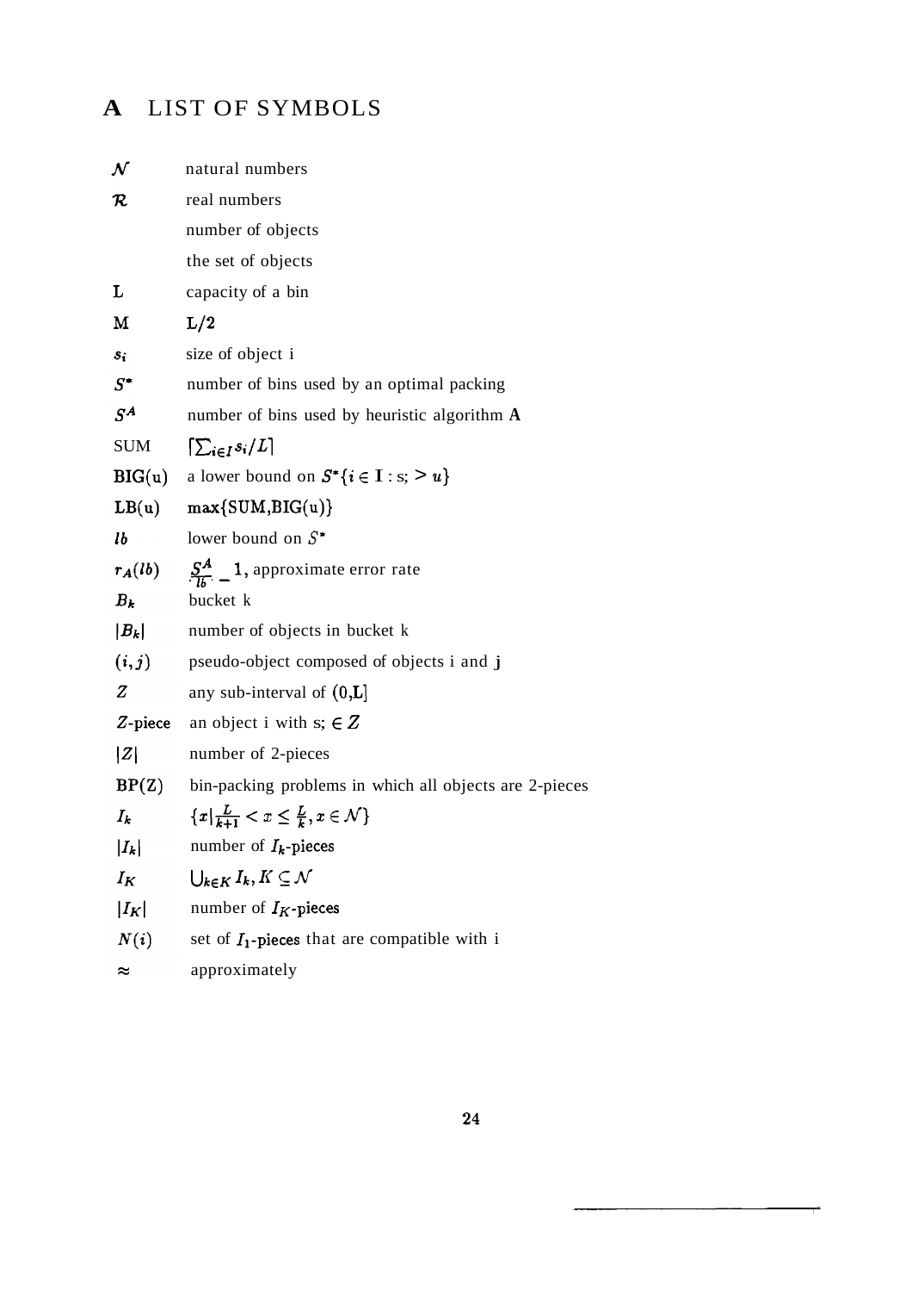# A LIST OF SYMBOLS

| | |
|---|---|
| $\mathcal{N}$ | natural numbers |
| $\mathcal{R}$ | real numbers |
| | number of objects |
| | the set of objects |
| L | capacity of a bin |
| M | L/2 |
| $s_i$ | size of object i |
| $S^*$ | number of bins used by an optimal packing |
| $S^A$ | number of bins used by heuristic algorithm **A** |
| SUM | $\lceil \sum_{i \in I} s_i / L \rceil$ |
| BIG(u) | a lower bound on $S^* \{i \in \mathbf{I} : s_i > u\}$ |
| LB(u) | max{SUM,BIG(u)} |
| $lb$ | lower bound on $S^*$ |
| $r_A(lb)$ | $\frac{S^A}{lb} - 1$, approximate error rate |
| $B_k$ | bucket k |
| $\lvert B_k \rvert$ | number of objects in bucket k |
| $(i, j)$ | pseudo-object composed of objects i and j |
| $Z$ | any sub-interval of (0,L] |
| $Z$-piece | an object i with $s_i \in Z$ |
| $\lvert Z \rvert$ | number of 2-pieces |
| BP(Z) | bin-packing problems in which all objects are 2-pieces |
| $I_k$ | $\{x \mid \frac{L}{k+1} < x \leq \frac{L}{k}, x \in \mathcal{N}\}$ |
| $\lvert I_k \rvert$ | number of $I_k$-pieces |
| $I_K$ | $\bigcup_{k \in K} I_k, K \subseteq \mathcal{N}$ |
| $\lvert I_K \rvert$ | number of $I_K$-pieces |
| $N(i)$ | set of $I_1$-pieces that are compatible with i |
| $\approx$ | approximately |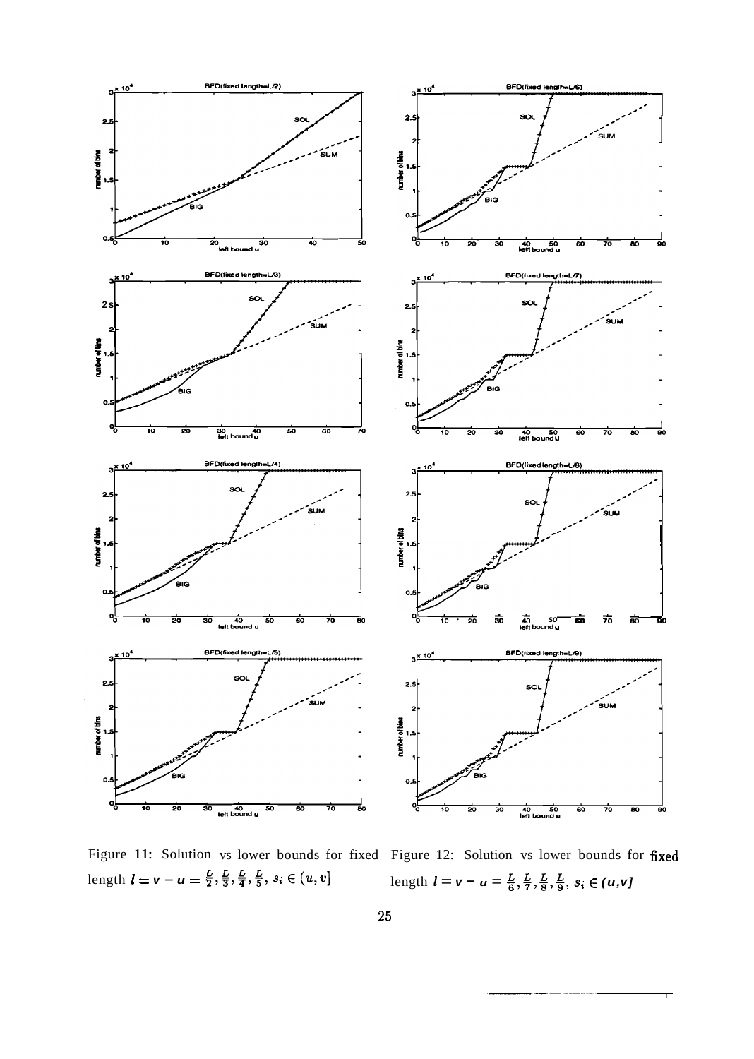Figure 11: Solution vs lower bounds for fixed length $l = v - u = \frac{L}{2}, \frac{L}{3}, \frac{L}{4}, \frac{L}{5}$, $s_i \in (u, v]$

Figure 12: Solution vs lower bounds for fixed length $l = v - u = \frac{L}{6}, \frac{L}{7}, \frac{L}{8}, \frac{L}{9}$, $s_i \in (u, v]$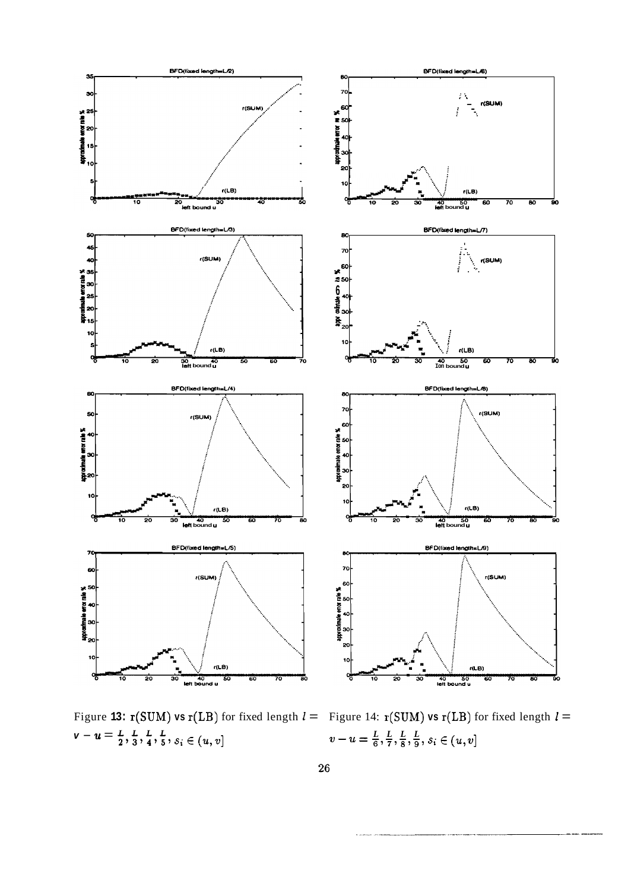Figure 13: $r(\mathrm{SUM})$ vs $r(\mathrm{LB})$ for fixed length $l = v - u = \frac{L}{2}, \frac{L}{3}, \frac{L}{4}, \frac{L}{5}$, $s_i \in (u, v]$

Figure 14: $r(\mathrm{SUM})$ vs $r(\mathrm{LB})$ for fixed length $l = v - u = \frac{L}{6}, \frac{L}{7}, \frac{L}{8}, \frac{L}{9}$, $s_i \in (u, v]$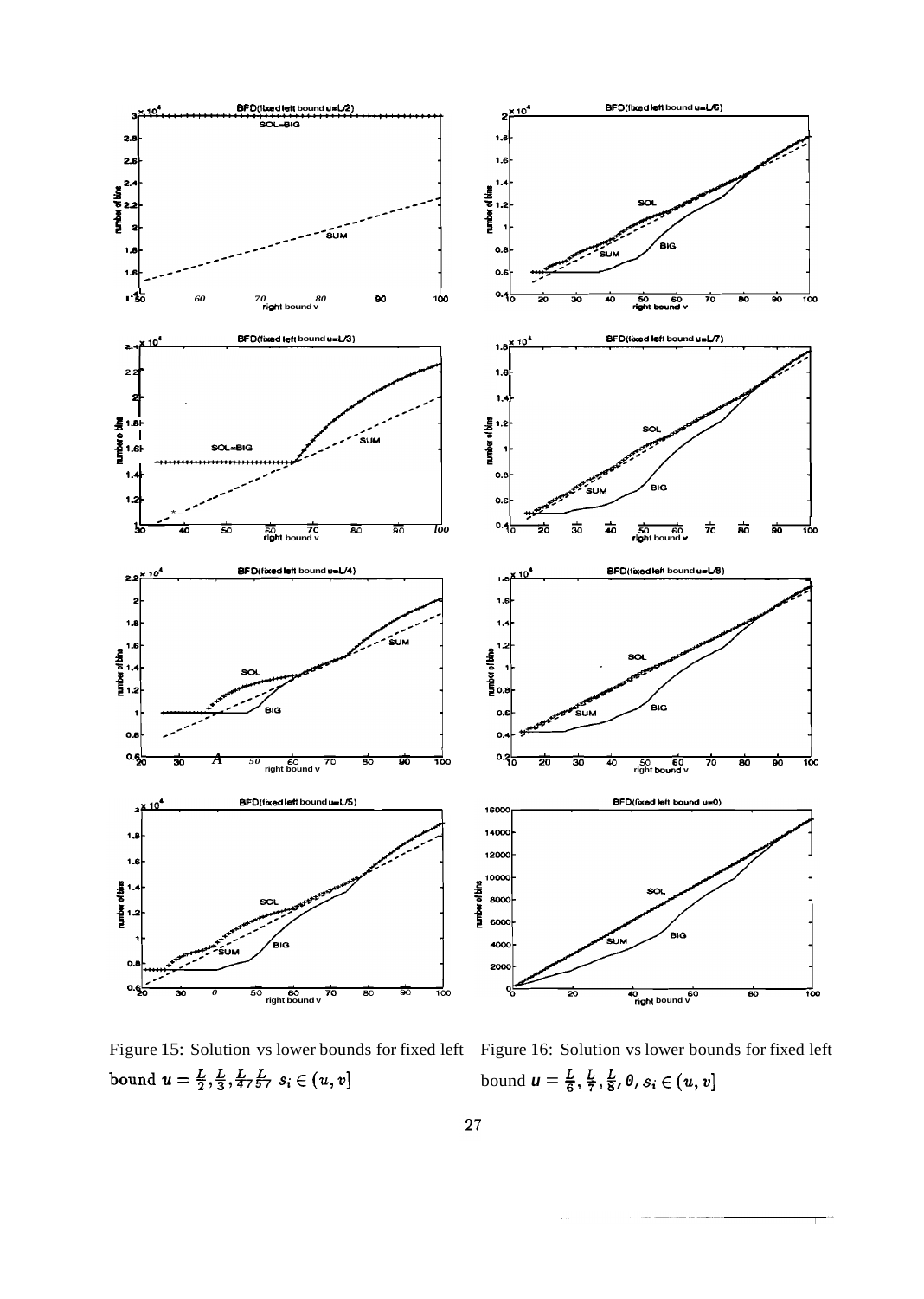Figure 15: Solution vs lower bounds for fixed left bound $u = \frac{L}{2}, \frac{L}{3}, \frac{L}{4}, \frac{L}{5}$, $s_i \in (u, v]$

Figure 16: Solution vs lower bounds for fixed left bound $u = \frac{L}{6}, \frac{L}{7}, \frac{L}{8}, 0$, $s_i \in (u, v]$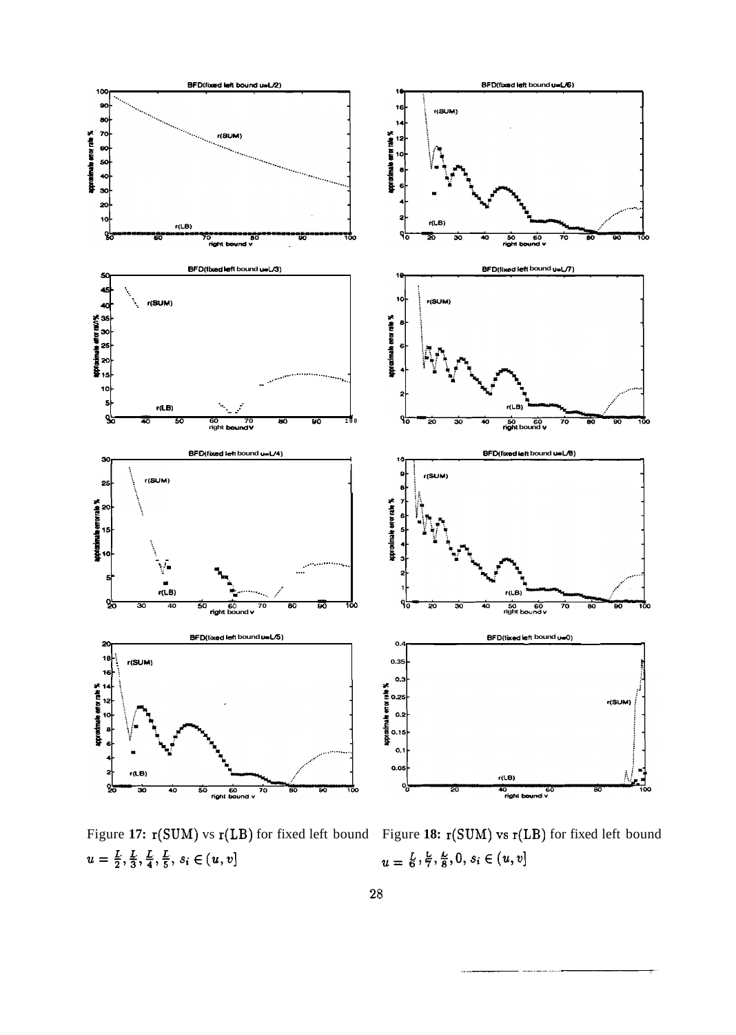Figure 17: $\mathrm{r(SUM)}$ vs $\mathrm{r(LB)}$ for fixed left bound $u = \frac{L}{2}, \frac{L}{3}, \frac{L}{4}, \frac{L}{5}$, $s_i \in (u, v]$

Figure 18: $\mathrm{r(SUM)}$ vs $\mathrm{r(LB)}$ for fixed left bound $u = \frac{L}{6}, \frac{L}{7}, \frac{L}{8}, 0$, $s_i \in (u, v]$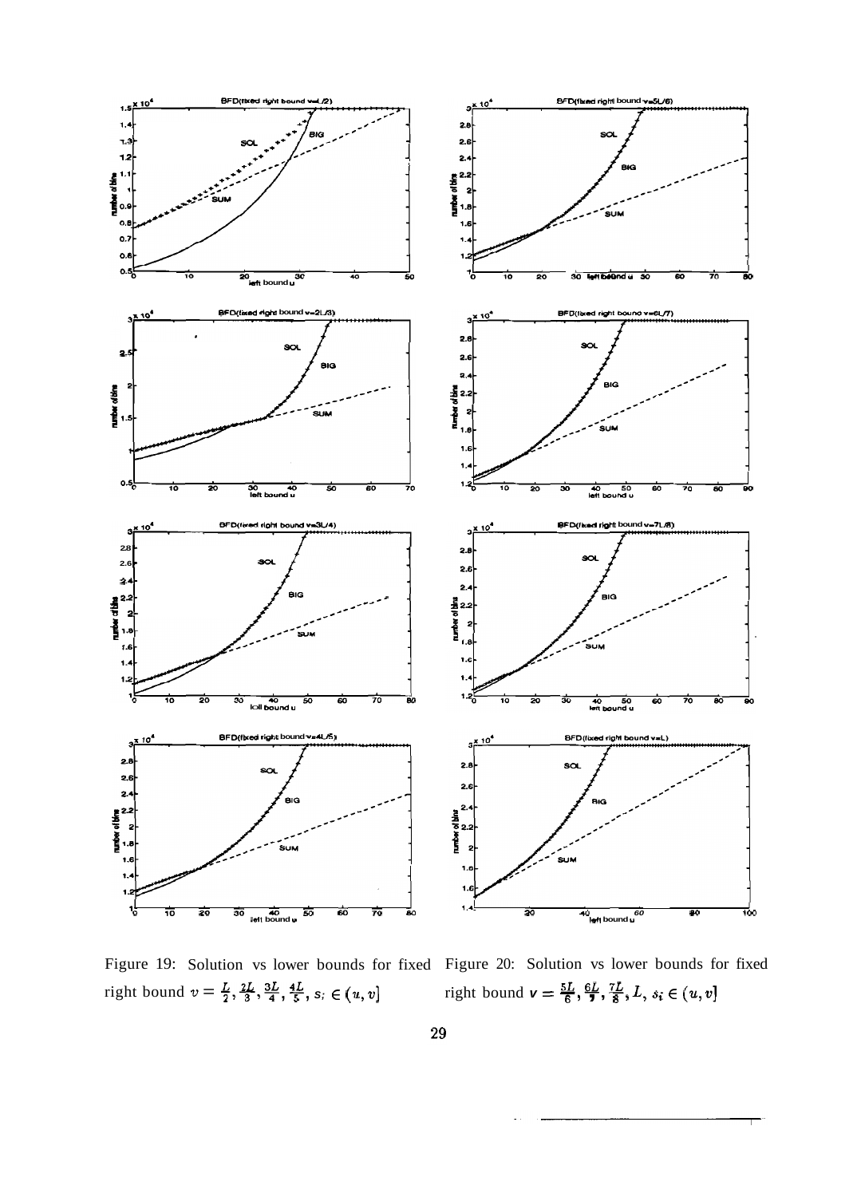Figure 19: Solution vs lower bounds for fixed right bound $v = \frac{L}{2}, \frac{2L}{3}, \frac{3L}{4}, \frac{4L}{5}$, $s_i \in (u, v]$

Figure 20: Solution vs lower bounds for fixed right bound $v = \frac{5L}{6}, \frac{6L}{7}, \frac{7L}{8}, L$, $s_i \in (u, v]$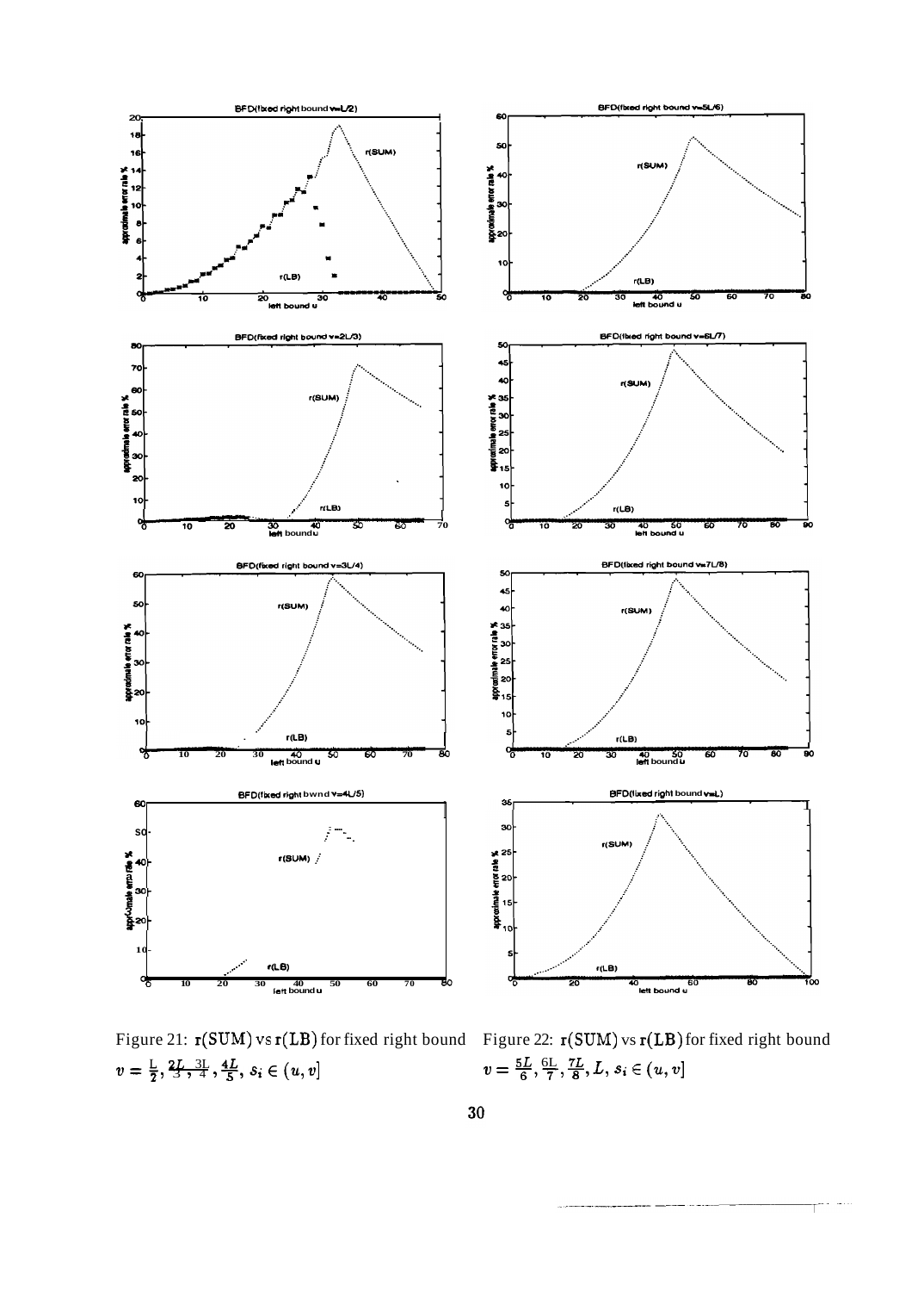Figure 21: $\mathbf{r}(\mathrm{SUM})$ vs $\mathbf{r}(\mathrm{LB})$ for fixed right bound $v = \frac{L}{2}, \frac{2L}{3}, \frac{3L}{4}, \frac{4L}{5}, s_i \in (u, v]$

Figure 22: $\mathbf{r}(\mathrm{SUM})$ vs $\mathbf{r}(\mathrm{LB})$ for fixed right bound $v = \frac{5L}{6}, \frac{6L}{7}, \frac{7L}{8}, L, s_i \in (u, v]$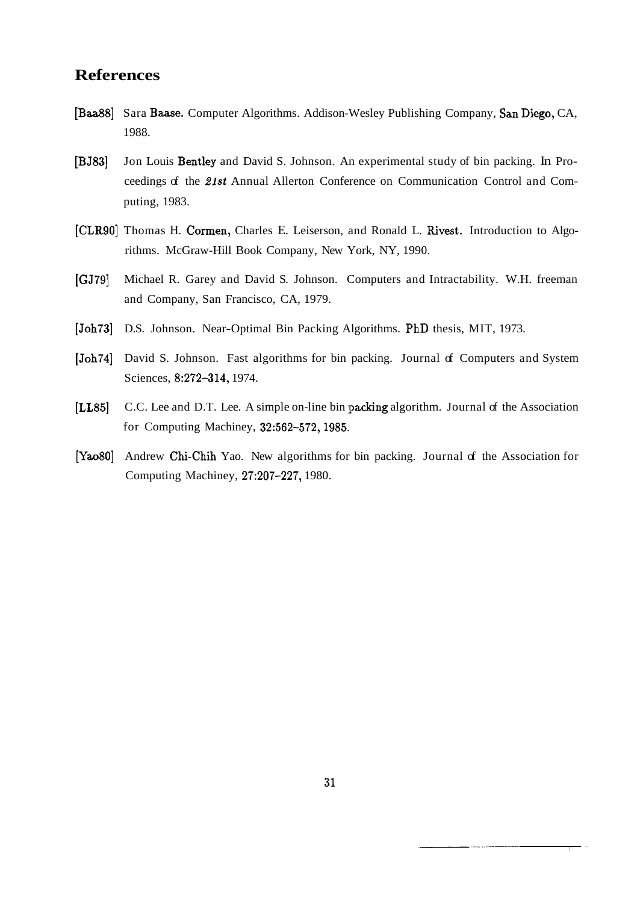## References

[Baa88] Sara Baase. Computer Algorithms. Addison-Wesley Publishing Company, San Diego, CA, 1988.

[BJ83] Jon Louis Bentley and David S. Johnson. An experimental study of bin packing. In Proceedings of the *21st* Annual Allerton Conference on Communication Control and Computing, 1983.

[CLR90] Thomas H. Cormen, Charles E. Leiserson, and Ronald L. Rivest. Introduction to Algorithms. McGraw-Hill Book Company, New York, NY, 1990.

[GJ79] Michael R. Garey and David S. Johnson. Computers and Intractability. W.H. freeman and Company, San Francisco, CA, 1979.

[Joh73] D.S. Johnson. Near-Optimal Bin Packing Algorithms. PhD thesis, MIT, 1973.

[Joh74] David S. Johnson. Fast algorithms for bin packing. Journal of Computers and System Sciences, 8:272–314, 1974.

[LL85] C.C. Lee and D.T. Lee. A simple on-line bin packing algorithm. Journal of the Association for Computing Machiney, 32:562–572, 1985.

[Yao80] Andrew Chi-Chih Yao. New algorithms for bin packing. Journal of the Association for Computing Machiney, 27:207–227, 1980.